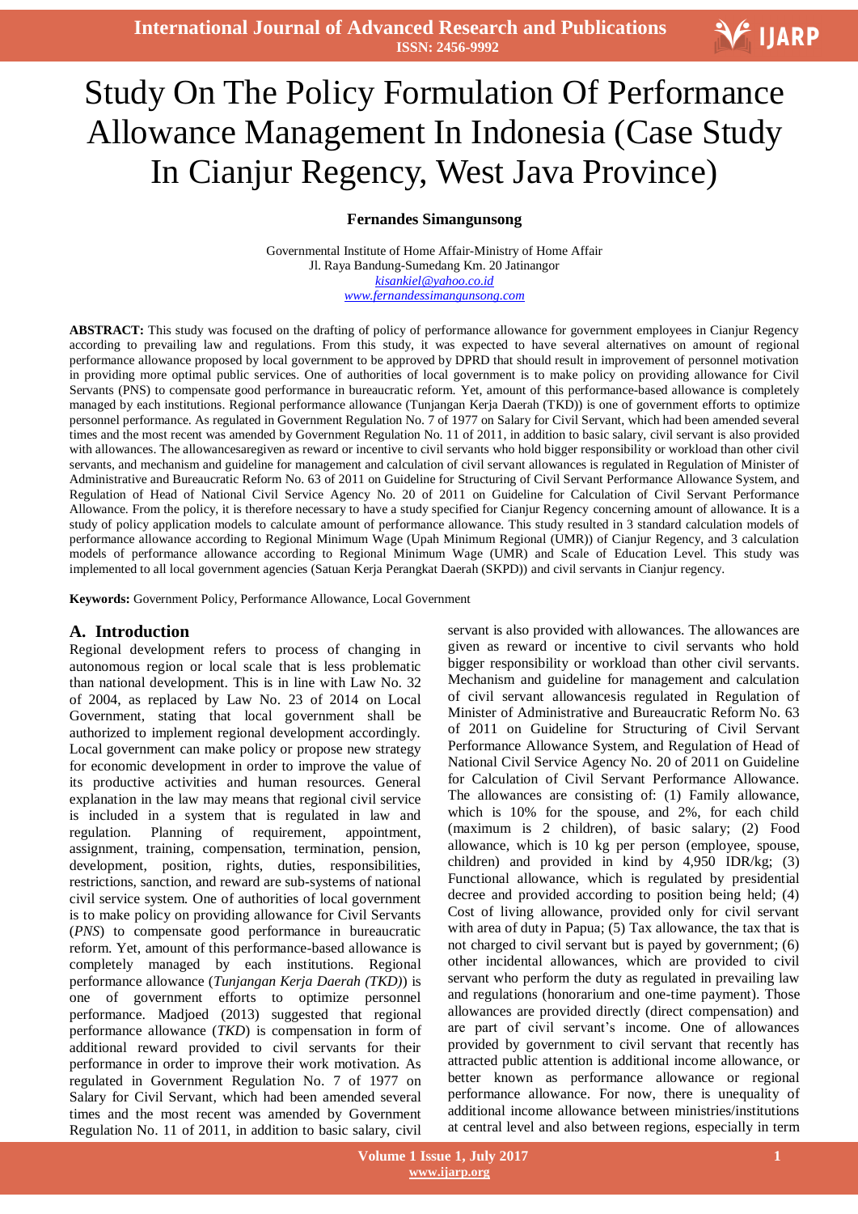# Study On The Policy Formulation Of Performance Allowance Management In Indonesia (Case Study In Cianjur Regency, West Java Province)

**Fernandes Simangunsong**

Governmental Institute of Home Affair-Ministry of Home Affair
Jl. Raya Bandung-Sumedang Km. 20 Jatinangor
kisankiel@yahoo.co.id
www.fernandessimangunsong.com

**ABSTRACT:** This study was focused on the drafting of policy of performance allowance for government employees in Cianjur Regency according to prevailing law and regulations. From this study, it was expected to have several alternatives on amount of regional performance allowance proposed by local government to be approved by DPRD that should result in improvement of personnel motivation in providing more optimal public services. One of authorities of local government is to make policy on providing allowance for Civil Servants (PNS) to compensate good performance in bureaucratic reform. Yet, amount of this performance-based allowance is completely managed by each institutions. Regional performance allowance (Tunjangan Kerja Daerah (TKD)) is one of government efforts to optimize personnel performance. As regulated in Government Regulation No. 7 of 1977 on Salary for Civil Servant, which had been amended several times and the most recent was amended by Government Regulation No. 11 of 2011, in addition to basic salary, civil servant is also provided with allowances. The allowancesaregiven as reward or incentive to civil servants who hold bigger responsibility or workload than other civil servants, and mechanism and guideline for management and calculation of civil servant allowances is regulated in Regulation of Minister of Administrative and Bureaucratic Reform No. 63 of 2011 on Guideline for Structuring of Civil Servant Performance Allowance System, and Regulation of Head of National Civil Service Agency No. 20 of 2011 on Guideline for Calculation of Civil Servant Performance Allowance. From the policy, it is therefore necessary to have a study specified for Cianjur Regency concerning amount of allowance. It is a study of policy application models to calculate amount of performance allowance. This study resulted in 3 standard calculation models of performance allowance according to Regional Minimum Wage (Upah Minimum Regional (UMR)) of Cianjur Regency, and 3 calculation models of performance allowance according to Regional Minimum Wage (UMR) and Scale of Education Level. This study was implemented to all local government agencies (Satuan Kerja Perangkat Daerah (SKPD)) and civil servants in Cianjur regency.

**Keywords:** Government Policy, Performance Allowance, Local Government

## A. Introduction

Regional development refers to process of changing in autonomous region or local scale that is less problematic than national development. This is in line with Law No. 32 of 2004, as replaced by Law No. 23 of 2014 on Local Government, stating that local government shall be authorized to implement regional development accordingly. Local government can make policy or propose new strategy for economic development in order to improve the value of its productive activities and human resources. General explanation in the law may means that regional civil service is included in a system that is regulated in law and regulation. Planning of requirement, appointment, assignment, training, compensation, termination, pension, development, position, rights, duties, responsibilities, restrictions, sanction, and reward are sub-systems of national civil service system. One of authorities of local government is to make policy on providing allowance for Civil Servants (*PNS*) to compensate good performance in bureaucratic reform. Yet, amount of this performance-based allowance is completely managed by each institutions. Regional performance allowance (*Tunjangan Kerja Daerah (TKD)*) is one of government efforts to optimize personnel performance. Madjoed (2013) suggested that regional performance allowance (*TKD*) is compensation in form of additional reward provided to civil servants for their performance in order to improve their work motivation. As regulated in Government Regulation No. 7 of 1977 on Salary for Civil Servant, which had been amended several times and the most recent was amended by Government Regulation No. 11 of 2011, in addition to basic salary, civil servant is also provided with allowances. The allowances are given as reward or incentive to civil servants who hold bigger responsibility or workload than other civil servants. Mechanism and guideline for management and calculation of civil servant allowancesis regulated in Regulation of Minister of Administrative and Bureaucratic Reform No. 63 of 2011 on Guideline for Structuring of Civil Servant Performance Allowance System, and Regulation of Head of National Civil Service Agency No. 20 of 2011 on Guideline for Calculation of Civil Servant Performance Allowance. The allowances are consisting of: (1) Family allowance, which is 10% for the spouse, and 2%, for each child (maximum is 2 children), of basic salary; (2) Food allowance, which is 10 kg per person (employee, spouse, children) and provided in kind by 4,950 IDR/kg; (3) Functional allowance, which is regulated by presidential decree and provided according to position being held; (4) Cost of living allowance, provided only for civil servant with area of duty in Papua; (5) Tax allowance, the tax that is not charged to civil servant but is payed by government; (6) other incidental allowances, which are provided to civil servant who perform the duty as regulated in prevailing law and regulations (honorarium and one-time payment). Those allowances are provided directly (direct compensation) and are part of civil servant's income. One of allowances provided by government to civil servant that recently has attracted public attention is additional income allowance, or better known as performance allowance or regional performance allowance. For now, there is unequality of additional income allowance between ministries/institutions at central level and also between regions, especially in term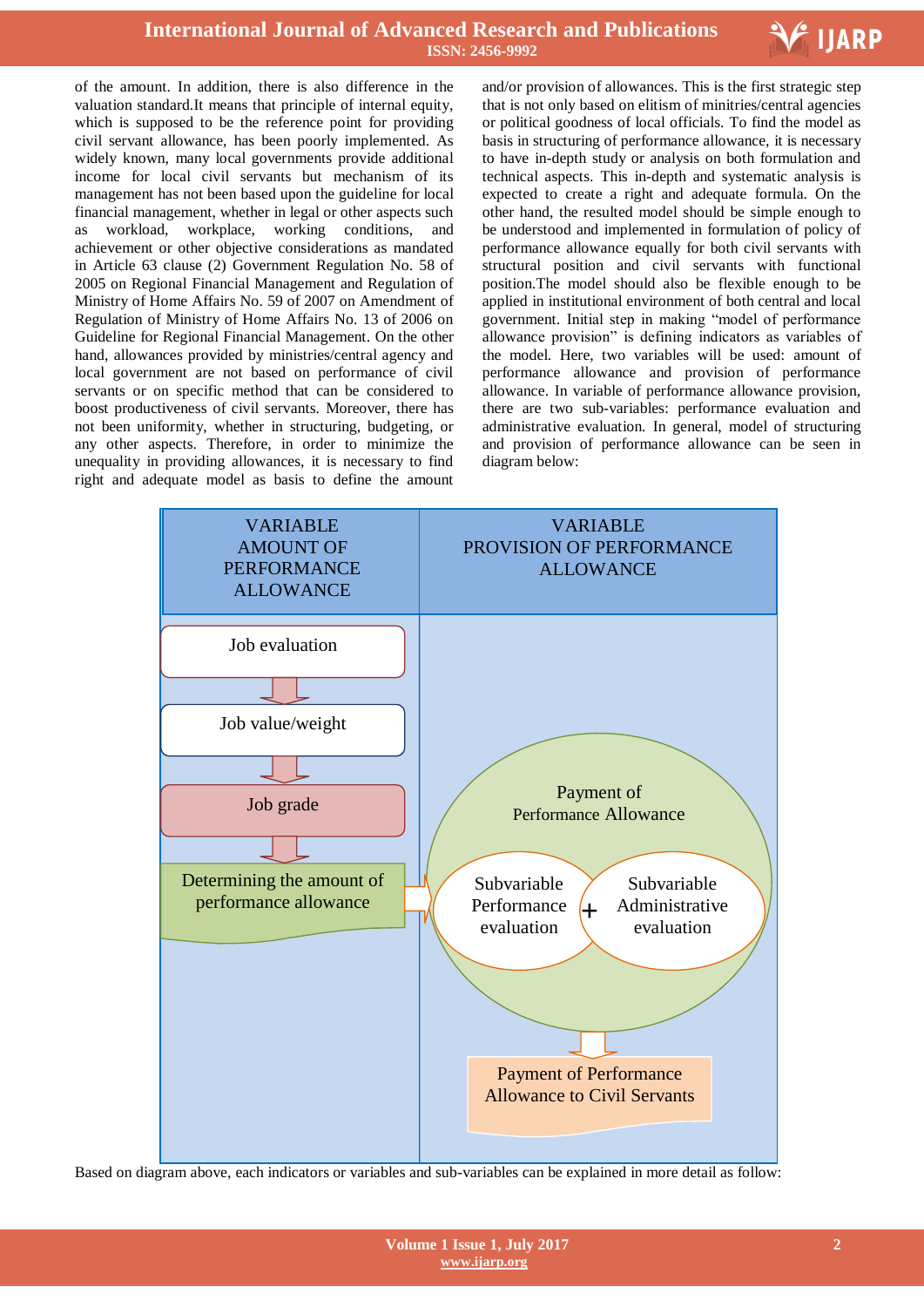of the amount. In addition, there is also difference in the valuation standard.It means that principle of internal equity, which is supposed to be the reference point for providing civil servant allowance, has been poorly implemented. As widely known, many local governments provide additional income for local civil servants but mechanism of its management has not been based upon the guideline for local financial management, whether in legal or other aspects such as workload, workplace, working conditions, and achievement or other objective considerations as mandated in Article 63 clause (2) Government Regulation No. 58 of 2005 on Regional Financial Management and Regulation of Ministry of Home Affairs No. 59 of 2007 on Amendment of Regulation of Ministry of Home Affairs No. 13 of 2006 on Guideline for Regional Financial Management. On the other hand, allowances provided by ministries/central agency and local government are not based on performance of civil servants or on specific method that can be considered to boost productiveness of civil servants. Moreover, there has not been uniformity, whether in structuring, budgeting, or any other aspects. Therefore, in order to minimize the unequality in providing allowances, it is necessary to find right and adequate model as basis to define the amount and/or provision of allowances. This is the first strategic step that is not only based on elitism of minitries/central agencies or political goodness of local officials. To find the model as basis in structuring of performance allowance, it is necessary to have in-depth study or analysis on both formulation and technical aspects. This in-depth and systematic analysis is expected to create a right and adequate formula. On the other hand, the resulted model should be simple enough to be understood and implemented in formulation of policy of performance allowance equally for both civil servants with structural position and civil servants with functional position.The model should also be flexible enough to be applied in institutional environment of both central and local government. Initial step in making "model of performance allowance provision" is defining indicators as variables of the model. Here, two variables will be used: amount of performance allowance and provision of performance allowance. In variable of performance allowance provision, there are two sub-variables: performance evaluation and administrative evaluation. In general, model of structuring and provision of performance allowance can be seen in diagram below:

| VARIABLE AMOUNT OF PERFORMANCE ALLOWANCE | VARIABLE PROVISION OF PERFORMANCE ALLOWANCE |
|---|---|
| Job evaluation ↓ Job value/weight ↓ Job grade ↓ Determining the amount of performance allowance → | Payment of Performance Allowance: Subvariable Performance evaluation + Subvariable Administrative evaluation ↓ Payment of Performance Allowance to Civil Servants |

Based on diagram above, each indicators or variables and sub-variables can be explained in more detail as follow: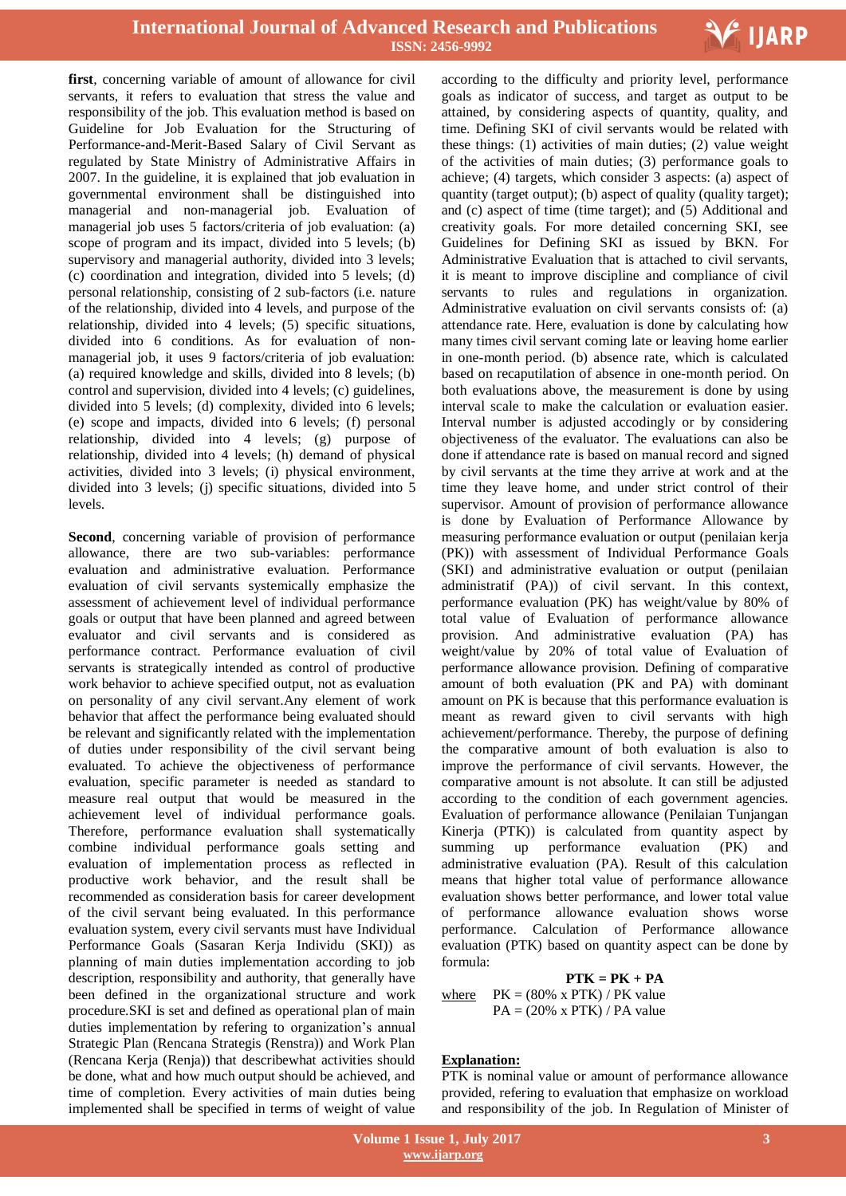**first**, concerning variable of amount of allowance for civil servants, it refers to evaluation that stress the value and responsibility of the job. This evaluation method is based on Guideline for Job Evaluation for the Structuring of Performance-and-Merit-Based Salary of Civil Servant as regulated by State Ministry of Administrative Affairs in 2007. In the guideline, it is explained that job evaluation in governmental environment shall be distinguished into managerial and non-managerial job. Evaluation of managerial job uses 5 factors/criteria of job evaluation: (a) scope of program and its impact, divided into 5 levels; (b) supervisory and managerial authority, divided into 3 levels; (c) coordination and integration, divided into 5 levels; (d) personal relationship, consisting of 2 sub-factors (i.e. nature of the relationship, divided into 4 levels, and purpose of the relationship, divided into 4 levels; (5) specific situations, divided into 6 conditions. As for evaluation of non-managerial job, it uses 9 factors/criteria of job evaluation: (a) required knowledge and skills, divided into 8 levels; (b) control and supervision, divided into 4 levels; (c) guidelines, divided into 5 levels; (d) complexity, divided into 6 levels; (e) scope and impacts, divided into 6 levels; (f) personal relationship, divided into 4 levels; (g) purpose of relationship, divided into 4 levels; (h) demand of physical activities, divided into 3 levels; (i) physical environment, divided into 3 levels; (j) specific situations, divided into 5 levels.

**Second**, concerning variable of provision of performance allowance, there are two sub-variables: performance evaluation and administrative evaluation. Performance evaluation of civil servants systemically emphasize the assessment of achievement level of individual performance goals or output that have been planned and agreed between evaluator and civil servants and is considered as performance contract. Performance evaluation of civil servants is strategically intended as control of productive work behavior to achieve specified output, not as evaluation on personality of any civil servant.Any element of work behavior that affect the performance being evaluated should be relevant and significantly related with the implementation of duties under responsibility of the civil servant being evaluated. To achieve the objectiveness of performance evaluation, specific parameter is needed as standard to measure real output that would be measured in the achievement level of individual performance goals. Therefore, performance evaluation shall systematically combine individual performance goals setting and evaluation of implementation process as reflected in productive work behavior, and the result shall be recommended as consideration basis for career development of the civil servant being evaluated. In this performance evaluation system, every civil servants must have Individual Performance Goals (Sasaran Kerja Individu (SKI)) as planning of main duties implementation according to job description, responsibility and authority, that generally have been defined in the organizational structure and work procedure.SKI is set and defined as operational plan of main duties implementation by refering to organization's annual Strategic Plan (Rencana Strategis (Renstra)) and Work Plan (Rencana Kerja (Renja)) that describewhat activities should be done, what and how much output should be achieved, and time of completion. Every activities of main duties being implemented shall be specified in terms of weight of value according to the difficulty and priority level, performance goals as indicator of success, and target as output to be attained, by considering aspects of quantity, quality, and time. Defining SKI of civil servants would be related with these things: (1) activities of main duties; (2) value weight of the activities of main duties; (3) performance goals to achieve; (4) targets, which consider 3 aspects: (a) aspect of quantity (target output); (b) aspect of quality (quality target); and (c) aspect of time (time target); and (5) Additional and creativity goals. For more detailed concerning SKI, see Guidelines for Defining SKI as issued by BKN. For Administrative Evaluation that is attached to civil servants, it is meant to improve discipline and compliance of civil servants to rules and regulations in organization. Administrative evaluation on civil servants consists of: (a) attendance rate. Here, evaluation is done by calculating how many times civil servant coming late or leaving home earlier in one-month period. (b) absence rate, which is calculated based on recaputilation of absence in one-month period. On both evaluations above, the measurement is done by using interval scale to make the calculation or evaluation easier. Interval number is adjusted accodingly or by considering objectiveness of the evaluator. The evaluations can also be done if attendance rate is based on manual record and signed by civil servants at the time they arrive at work and at the time they leave home, and under strict control of their supervisor. Amount of provision of performance allowance is done by Evaluation of Performance Allowance by measuring performance evaluation or output (penilaian kerja (PK)) with assessment of Individual Performance Goals (SKI) and administrative evaluation or output (penilaian administratif (PA)) of civil servant. In this context, performance evaluation (PK) has weight/value by 80% of total value of Evaluation of performance allowance provision. And administrative evaluation (PA) has weight/value by 20% of total value of Evaluation of performance allowance provision. Defining of comparative amount of both evaluation (PK and PA) with dominant amount on PK is because that this performance evaluation is meant as reward given to civil servants with high achievement/performance. Thereby, the purpose of defining the comparative amount of both evaluation is also to improve the performance of civil servants. However, the comparative amount is not absolute. It can still be adjusted according to the condition of each government agencies. Evaluation of performance allowance (Penilaian Tunjangan Kinerja (PTK)) is calculated from quantity aspect by summing up performance evaluation (PK) and administrative evaluation (PA). Result of this calculation means that higher total value of performance allowance evaluation shows better performance, and lower total value of performance allowance evaluation shows worse performance. Calculation of Performance allowance evaluation (PTK) based on quantity aspect can be done by formula:

$$\mathbf{PTK = PK + PA}$$

<u>where</u> PK = (80% x PTK) / PK value
PA = (20% x PTK) / PA value

**<u>Explanation:</u>**

PTK is nominal value or amount of performance allowance provided, refering to evaluation that emphasize on workload and responsibility of the job. In Regulation of Minister of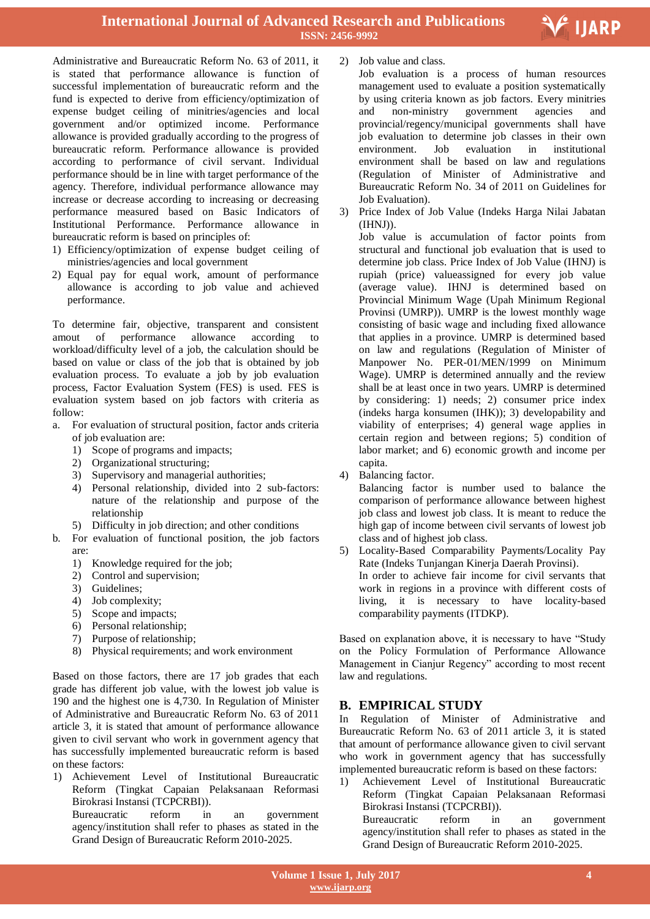Administrative and Bureaucratic Reform No. 63 of 2011, it is stated that performance allowance is function of successful implementation of bureaucratic reform and the fund is expected to derive from efficiency/optimization of expense budget ceiling of minitries/agencies and local government and/or optimized income. Performance allowance is provided gradually according to the progress of bureaucratic reform. Performance allowance is provided according to performance of civil servant. Individual performance should be in line with target performance of the agency. Therefore, individual performance allowance may increase or decrease according to increasing or decreasing performance measured based on Basic Indicators of Institutional Performance. Performance allowance in bureaucratic reform is based on principles of:

1) Efficiency/optimization of expense budget ceiling of ministries/agencies and local government
2) Equal pay for equal work, amount of performance allowance is according to job value and achieved performance.

To determine fair, objective, transparent and consistent amout of performance allowance according to workload/difficulty level of a job, the calculation should be based on value or class of the job that is obtained by job evaluation process. To evaluate a job by job evaluation process, Factor Evaluation System (FES) is used. FES is evaluation system based on job factors with criteria as follow:

a. For evaluation of structural position, factor ands criteria of job evaluation are:
   1) Scope of programs and impacts;
   2) Organizational structuring;
   3) Supervisory and managerial authorities;
   4) Personal relationship, divided into 2 sub-factors: nature of the relationship and purpose of the relationship
   5) Difficulty in job direction; and other conditions
b. For evaluation of functional position, the job factors are:
   1) Knowledge required for the job;
   2) Control and supervision;
   3) Guidelines;
   4) Job complexity;
   5) Scope and impacts;
   6) Personal relationship;
   7) Purpose of relationship;
   8) Physical requirements; and work environment

Based on those factors, there are 17 job grades that each grade has different job value, with the lowest job value is 190 and the highest one is 4,730. In Regulation of Minister of Administrative and Bureaucratic Reform No. 63 of 2011 article 3, it is stated that amount of performance allowance given to civil servant who work in government agency that has successfully implemented bureaucratic reform is based on these factors:

1) Achievement Level of Institutional Bureaucratic Reform (Tingkat Capaian Pelaksanaan Reformasi Birokrasi Instansi (TCPCRBI)).
   Bureaucratic reform in an government agency/institution shall refer to phases as stated in the Grand Design of Bureaucratic Reform 2010-2025.
2) Job value and class.
   Job evaluation is a process of human resources management used to evaluate a position systematically by using criteria known as job factors. Every minitries and non-ministry government agencies and provincial/regency/municipal governments shall have job evaluation to determine job classes in their own environment. Job evaluation in institutional environment shall be based on law and regulations (Regulation of Minister of Administrative and Bureaucratic Reform No. 34 of 2011 on Guidelines for Job Evaluation).
3) Price Index of Job Value (Indeks Harga Nilai Jabatan (IHNJ)).
   Job value is accumulation of factor points from structural and functional job evaluation that is used to determine job class. Price Index of Job Value (IHNJ) is rupiah (price) valueassigned for every job value (average value). IHNJ is determined based on Provincial Minimum Wage (Upah Minimum Regional Provinsi (UMRP)). UMRP is the lowest monthly wage consisting of basic wage and including fixed allowance that applies in a province. UMRP is determined based on law and regulations (Regulation of Minister of Manpower No. PER-01/MEN/1999 on Minimum Wage). UMRP is determined annually and the review shall be at least once in two years. UMRP is determined by considering: 1) needs; 2) consumer price index (indeks harga konsumen (IHK)); 3) developability and viability of enterprises; 4) general wage applies in certain region and between regions; 5) condition of labor market; and 6) economic growth and income per capita.
4) Balancing factor.
   Balancing factor is number used to balance the comparison of performance allowance between highest job class and lowest job class. It is meant to reduce the high gap of income between civil servants of lowest job class and of highest job class.
5) Locality-Based Comparability Payments/Locality Pay Rate (Indeks Tunjangan Kinerja Daerah Provinsi).
   In order to achieve fair income for civil servants that work in regions in a province with different costs of living, it is necessary to have locality-based comparability payments (ITDKP).

Based on explanation above, it is necessary to have "Study on the Policy Formulation of Performance Allowance Management in Cianjur Regency" according to most recent law and regulations.

## B. EMPIRICAL STUDY

In Regulation of Minister of Administrative and Bureaucratic Reform No. 63 of 2011 article 3, it is stated that amount of performance allowance given to civil servant who work in government agency that has successfully implemented bureaucratic reform is based on these factors:

1) Achievement Level of Institutional Bureaucratic Reform (Tingkat Capaian Pelaksanaan Reformasi Birokrasi Instansi (TCPCRBI)).
   Bureaucratic reform in an government agency/institution shall refer to phases as stated in the Grand Design of Bureaucratic Reform 2010-2025.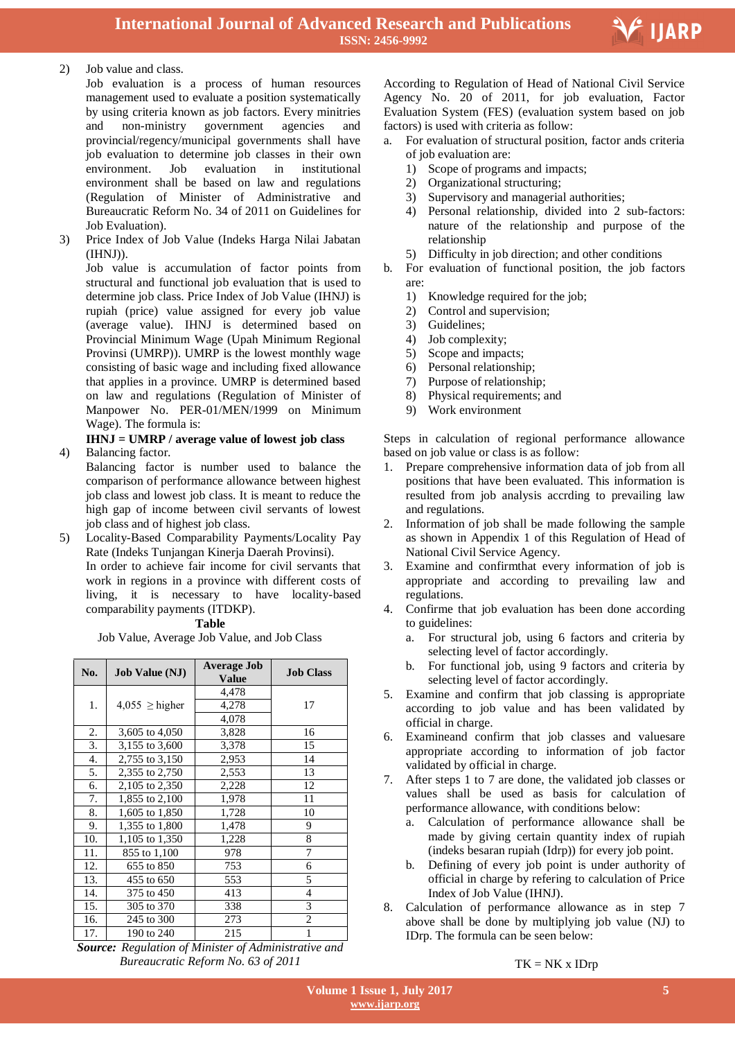2) Job value and class.

   Job evaluation is a process of human resources management used to evaluate a position systematically by using criteria known as job factors. Every minitries and non-ministry government agencies and provincial/regency/municipal governments shall have job evaluation to determine job classes in their own environment. Job evaluation in institutional environment shall be based on law and regulations (Regulation of Minister of Administrative and Bureaucratic Reform No. 34 of 2011 on Guidelines for Job Evaluation).

3) Price Index of Job Value (Indeks Harga Nilai Jabatan (IHNJ)).

   Job value is accumulation of factor points from structural and functional job evaluation that is used to determine job class. Price Index of Job Value (IHNJ) is rupiah (price) value assigned for every job value (average value). IHNJ is determined based on Provincial Minimum Wage (Upah Minimum Regional Provinsi (UMRP)). UMRP is the lowest monthly wage consisting of basic wage and including fixed allowance that applies in a province. UMRP is determined based on law and regulations (Regulation of Minister of Manpower No. PER-01/MEN/1999 on Minimum Wage). The formula is:

   **IHNJ = UMRP / average value of lowest job class**

4) Balancing factor.

   Balancing factor is number used to balance the comparison of performance allowance between highest job class and lowest job class. It is meant to reduce the high gap of income between civil servants of lowest job class and of highest job class.

5) Locality-Based Comparability Payments/Locality Pay Rate (Indeks Tunjangan Kinerja Daerah Provinsi).

   In order to achieve fair income for civil servants that work in regions in a province with different costs of living, it is necessary to have locality-based comparability payments (ITDKP).

**Table**

Job Value, Average Job Value, and Job Class

| No. | Job Value (NJ) | Average Job Value | Job Class |
|---|---|---|---|
| 1. | 4,055 ≥ higher | 4,478 | 17 |
| | | 4,278 | |
| | | 4,078 | |
| 2. | 3,605 to 4,050 | 3,828 | 16 |
| 3. | 3,155 to 3,600 | 3,378 | 15 |
| 4. | 2,755 to 3,150 | 2,953 | 14 |
| 5. | 2,355 to 2,750 | 2,553 | 13 |
| 6. | 2,105 to 2,350 | 2,228 | 12 |
| 7. | 1,855 to 2,100 | 1,978 | 11 |
| 8. | 1,605 to 1,850 | 1,728 | 10 |
| 9. | 1,355 to 1,800 | 1,478 | 9 |
| 10. | 1,105 to 1,350 | 1,228 | 8 |
| 11. | 855 to 1,100 | 978 | 7 |
| 12. | 655 to 850 | 753 | 6 |
| 13. | 455 to 650 | 553 | 5 |
| 14. | 375 to 450 | 413 | 4 |
| 15. | 305 to 370 | 338 | 3 |
| 16. | 245 to 300 | 273 | 2 |
| 17. | 190 to 240 | 215 | 1 |

***Source:*** *Regulation of Minister of Administrative and Bureaucratic Reform No. 63 of 2011*

According to Regulation of Head of National Civil Service Agency No. 20 of 2011, for job evaluation, Factor Evaluation System (FES) (evaluation system based on job factors) is used with criteria as follow:

a. For evaluation of structural position, factor ands criteria of job evaluation are:
   1) Scope of programs and impacts;
   2) Organizational structuring;
   3) Supervisory and managerial authorities;
   4) Personal relationship, divided into 2 sub-factors: nature of the relationship and purpose of the relationship
   5) Difficulty in job direction; and other conditions

b. For evaluation of functional position, the job factors are:
   1) Knowledge required for the job;
   2) Control and supervision;
   3) Guidelines;
   4) Job complexity;
   5) Scope and impacts;
   6) Personal relationship;
   7) Purpose of relationship;
   8) Physical requirements; and
   9) Work environment

Steps in calculation of regional performance allowance based on job value or class is as follow:

1. Prepare comprehensive information data of job from all positions that have been evaluated. This information is resulted from job analysis accrding to prevailing law and regulations.
2. Information of job shall be made following the sample as shown in Appendix 1 of this Regulation of Head of National Civil Service Agency.
3. Examine and confirmthat every information of job is appropriate and according to prevailing law and regulations.
4. Confirme that job evaluation has been done according to guidelines:
   a. For structural job, using 6 factors and criteria by selecting level of factor accordingly.
   b. For functional job, using 9 factors and criteria by selecting level of factor accordingly.
5. Examine and confirm that job classing is appropriate according to job value and has been validated by official in charge.
6. Examineand confirm that job classes and valuesare appropriate according to information of job factor validated by official in charge.
7. After steps 1 to 7 are done, the validated job classes or values shall be used as basis for calculation of performance allowance, with conditions below:
   a. Calculation of performance allowance shall be made by giving certain quantity index of rupiah (indeks besaran rupiah (Idrp)) for every job point.
   b. Defining of every job point is under authority of official in charge by refering to calculation of Price Index of Job Value (IHNJ).
8. Calculation of performance allowance as in step 7 above shall be done by multiplying job value (NJ) to IDrp. The formula can be seen below:

$$TK = NK \times IDrp$$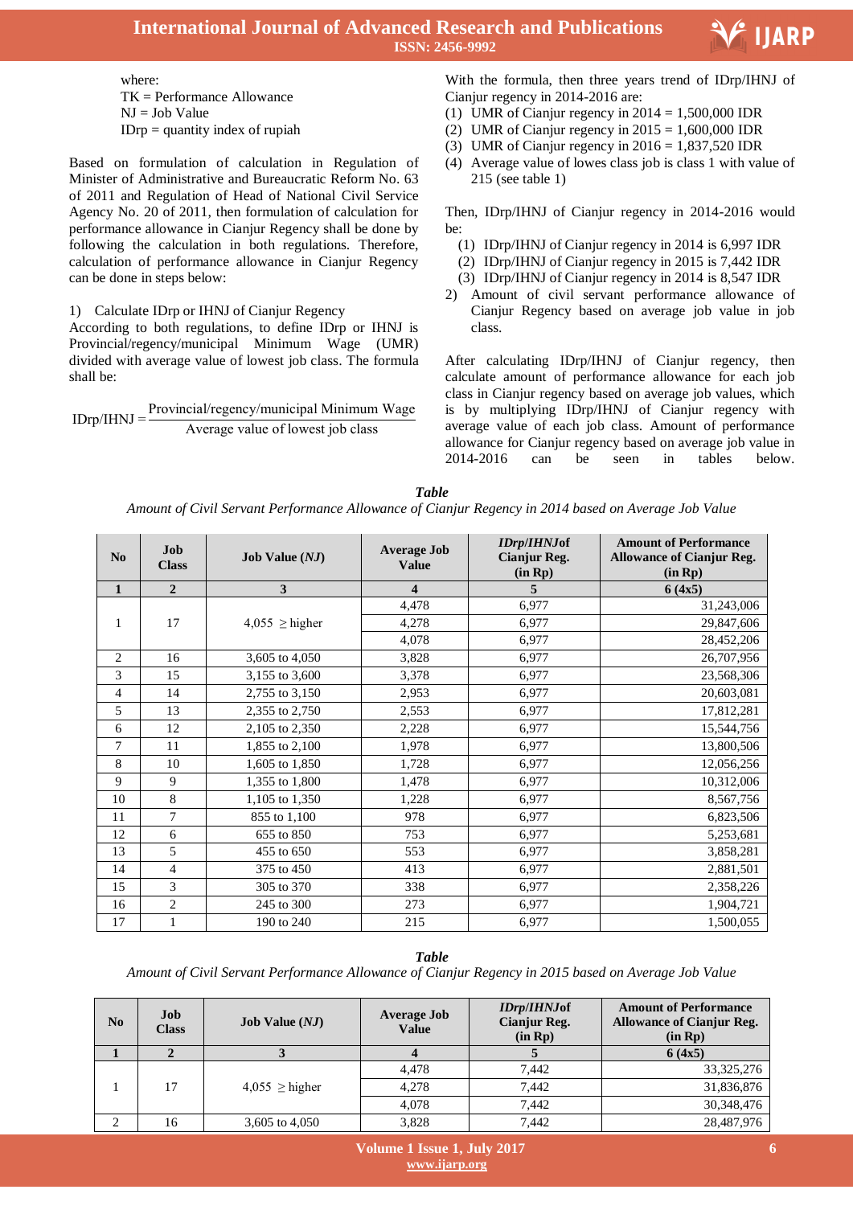where:
TK = Performance Allowance
NJ = Job Value
IDrp = quantity index of rupiah

Based on formulation of calculation in Regulation of Minister of Administrative and Bureaucratic Reform No. 63 of 2011 and Regulation of Head of National Civil Service Agency No. 20 of 2011, then formulation of calculation for performance allowance in Cianjur Regency shall be done by following the calculation in both regulations. Therefore, calculation of performance allowance in Cianjur Regency can be done in steps below:

1) Calculate IDrp or IHNJ of Cianjur Regency
According to both regulations, to define IDrp or IHNJ is Provincial/regency/municipal Minimum Wage (UMR) divided with average value of lowest job class. The formula shall be:

$$\text{IDrp/IHNJ} = \frac{\text{Provincial/regency/municipal Minimum Wage}}{\text{Average value of lowest job class}}$$

With the formula, then three years trend of IDrp/IHNJ of Cianjur regency in 2014-2016 are:
(1) UMR of Cianjur regency in 2014 = 1,500,000 IDR
(2) UMR of Cianjur regency in 2015 = 1,600,000 IDR
(3) UMR of Cianjur regency in 2016 = 1,837,520 IDR
(4) Average value of lowes class job is class 1 with value of 215 (see table 1)

Then, IDrp/IHNJ of Cianjur regency in 2014-2016 would be:
(1) IDrp/IHNJ of Cianjur regency in 2014 is 6,997 IDR
(2) IDrp/IHNJ of Cianjur regency in 2015 is 7,442 IDR
(3) IDrp/IHNJ of Cianjur regency in 2014 is 8,547 IDR

2) Amount of civil servant performance allowance of Cianjur Regency based on average job value in job class.

After calculating IDrp/IHNJ of Cianjur regency, then calculate amount of performance allowance for each job class in Cianjur regency based on average job values, which is by multiplying IDrp/IHNJ of Cianjur regency with average value of each job class. Amount of performance allowance for Cianjur regency based on average job value in 2014-2016 can be seen in tables below.

***Table***
*Amount of Civil Servant Performance Allowance of Cianjur Regency in 2014 based on Average Job Value*

| No | Job Class | Job Value (*NJ*) | Average Job Value | *IDrp/IHNJ* of Cianjur Reg. (in Rp) | Amount of Performance Allowance of Cianjur Reg. (in Rp) |
|---|---|---|---|---|---|
| **1** | **2** | **3** | **4** | **5** | **6 (4x5)** |
| 1 | 17 | 4,055 ≥ higher | 4,478 | 6,977 | 31,243,006 |
| | | | 4,278 | 6,977 | 29,847,606 |
| | | | 4,078 | 6,977 | 28,452,206 |
| 2 | 16 | 3,605 to 4,050 | 3,828 | 6,977 | 26,707,956 |
| 3 | 15 | 3,155 to 3,600 | 3,378 | 6,977 | 23,568,306 |
| 4 | 14 | 2,755 to 3,150 | 2,953 | 6,977 | 20,603,081 |
| 5 | 13 | 2,355 to 2,750 | 2,553 | 6,977 | 17,812,281 |
| 6 | 12 | 2,105 to 2,350 | 2,228 | 6,977 | 15,544,756 |
| 7 | 11 | 1,855 to 2,100 | 1,978 | 6,977 | 13,800,506 |
| 8 | 10 | 1,605 to 1,850 | 1,728 | 6,977 | 12,056,256 |
| 9 | 9 | 1,355 to 1,800 | 1,478 | 6,977 | 10,312,006 |
| 10 | 8 | 1,105 to 1,350 | 1,228 | 6,977 | 8,567,756 |
| 11 | 7 | 855 to 1,100 | 978 | 6,977 | 6,823,506 |
| 12 | 6 | 655 to 850 | 753 | 6,977 | 5,253,681 |
| 13 | 5 | 455 to 650 | 553 | 6,977 | 3,858,281 |
| 14 | 4 | 375 to 450 | 413 | 6,977 | 2,881,501 |
| 15 | 3 | 305 to 370 | 338 | 6,977 | 2,358,226 |
| 16 | 2 | 245 to 300 | 273 | 6,977 | 1,904,721 |
| 17 | 1 | 190 to 240 | 215 | 6,977 | 1,500,055 |

***Table***
*Amount of Civil Servant Performance Allowance of Cianjur Regency in 2015 based on Average Job Value*

| No | Job Class | Job Value (*NJ*) | Average Job Value | *IDrp/IHNJ* of Cianjur Reg. (in Rp) | Amount of Performance Allowance of Cianjur Reg. (in Rp) |
|---|---|---|---|---|---|
| **1** | **2** | **3** | **4** | **5** | **6 (4x5)** |
| 1 | 17 | 4,055 ≥ higher | 4,478 | 7,442 | 33,325,276 |
| | | | 4,278 | 7,442 | 31,836,876 |
| | | | 4,078 | 7,442 | 30,348,476 |
| 2 | 16 | 3,605 to 4,050 | 3,828 | 7,442 | 28,487,976 |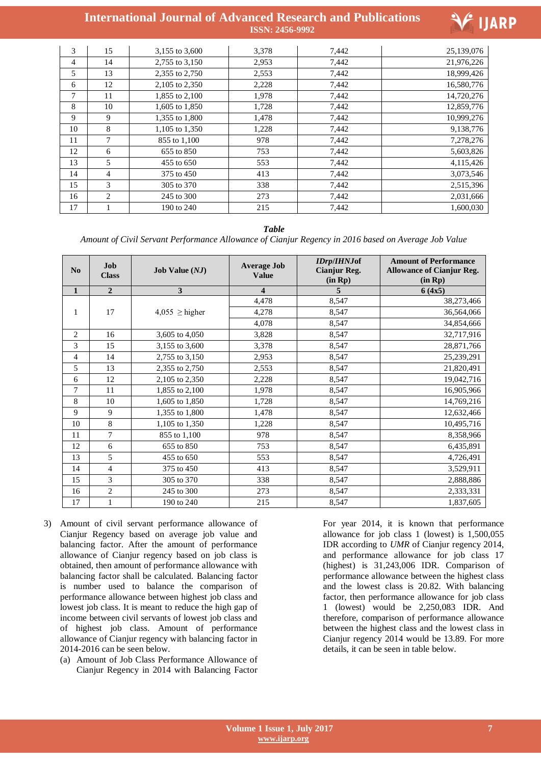| 3 | 15 | 3,155 to 3,600 | 3,378 | 7,442 | 25,139,076 |
|---|---|---|---|---|---|
| 4 | 14 | 2,755 to 3,150 | 2,953 | 7,442 | 21,976,226 |
| 5 | 13 | 2,355 to 2,750 | 2,553 | 7,442 | 18,999,426 |
| 6 | 12 | 2,105 to 2,350 | 2,228 | 7,442 | 16,580,776 |
| 7 | 11 | 1,855 to 2,100 | 1,978 | 7,442 | 14,720,276 |
| 8 | 10 | 1,605 to 1,850 | 1,728 | 7,442 | 12,859,776 |
| 9 | 9 | 1,355 to 1,800 | 1,478 | 7,442 | 10,999,276 |
| 10 | 8 | 1,105 to 1,350 | 1,228 | 7,442 | 9,138,776 |
| 11 | 7 | 855 to 1,100 | 978 | 7,442 | 7,278,276 |
| 12 | 6 | 655 to 850 | 753 | 7,442 | 5,603,826 |
| 13 | 5 | 455 to 650 | 553 | 7,442 | 4,115,426 |
| 14 | 4 | 375 to 450 | 413 | 7,442 | 3,073,546 |
| 15 | 3 | 305 to 370 | 338 | 7,442 | 2,515,396 |
| 16 | 2 | 245 to 300 | 273 | 7,442 | 2,031,666 |
| 17 | 1 | 190 to 240 | 215 | 7,442 | 1,600,030 |

***Table***

*Amount of Civil Servant Performance Allowance of Cianjur Regency in 2016 based on Average Job Value*

| No | Job Class | Job Value (*NJ*) | Average Job Value | *IDrp/IHNJ*of Cianjur Reg. (in Rp) | Amount of Performance Allowance of Cianjur Reg. (in Rp) |
|---|---|---|---|---|---|
| **1** | **2** | **3** | **4** | **5** | **6 (4x5)** |
| 1 | 17 | 4,055 ≥ higher | 4,478 | 8,547 | 38,273,466 |
| | | | 4,278 | 8,547 | 36,564,066 |
| | | | 4,078 | 8,547 | 34,854,666 |
| 2 | 16 | 3,605 to 4,050 | 3,828 | 8,547 | 32,717,916 |
| 3 | 15 | 3,155 to 3,600 | 3,378 | 8,547 | 28,871,766 |
| 4 | 14 | 2,755 to 3,150 | 2,953 | 8,547 | 25,239,291 |
| 5 | 13 | 2,355 to 2,750 | 2,553 | 8,547 | 21,820,491 |
| 6 | 12 | 2,105 to 2,350 | 2,228 | 8,547 | 19,042,716 |
| 7 | 11 | 1,855 to 2,100 | 1,978 | 8,547 | 16,905,966 |
| 8 | 10 | 1,605 to 1,850 | 1,728 | 8,547 | 14,769,216 |
| 9 | 9 | 1,355 to 1,800 | 1,478 | 8,547 | 12,632,466 |
| 10 | 8 | 1,105 to 1,350 | 1,228 | 8,547 | 10,495,716 |
| 11 | 7 | 855 to 1,100 | 978 | 8,547 | 8,358,966 |
| 12 | 6 | 655 to 850 | 753 | 8,547 | 6,435,891 |
| 13 | 5 | 455 to 650 | 553 | 8,547 | 4,726,491 |
| 14 | 4 | 375 to 450 | 413 | 8,547 | 3,529,911 |
| 15 | 3 | 305 to 370 | 338 | 8,547 | 2,888,886 |
| 16 | 2 | 245 to 300 | 273 | 8,547 | 2,333,331 |
| 17 | 1 | 190 to 240 | 215 | 8,547 | 1,837,605 |

3) Amount of civil servant performance allowance of Cianjur Regency based on average job value and balancing factor. After the amount of performance allowance of Cianjur regency based on job class is obtained, then amount of performance allowance with balancing factor shall be calculated. Balancing factor is number used to balance the comparison of performance allowance between highest job class and lowest job class. It is meant to reduce the high gap of income between civil servants of lowest job class and of highest job class. Amount of performance allowance of Cianjur regency with balancing factor in 2014-2016 can be seen below.
   (a) Amount of Job Class Performance Allowance of Cianjur Regency in 2014 with Balancing Factor

For year 2014, it is known that performance allowance for job class 1 (lowest) is 1,500,055 IDR according to *UMR* of Cianjur regency 2014, and performance allowance for job class 17 (highest) is 31,243,006 IDR. Comparison of performance allowance between the highest class and the lowest class is 20.82. With balancing factor, then performance allowance for job class 1 (lowest) would be 2,250,083 IDR. And therefore, comparison of performance allowance between the highest class and the lowest class in Cianjur regency 2014 would be 13.89. For more details, it can be seen in table below.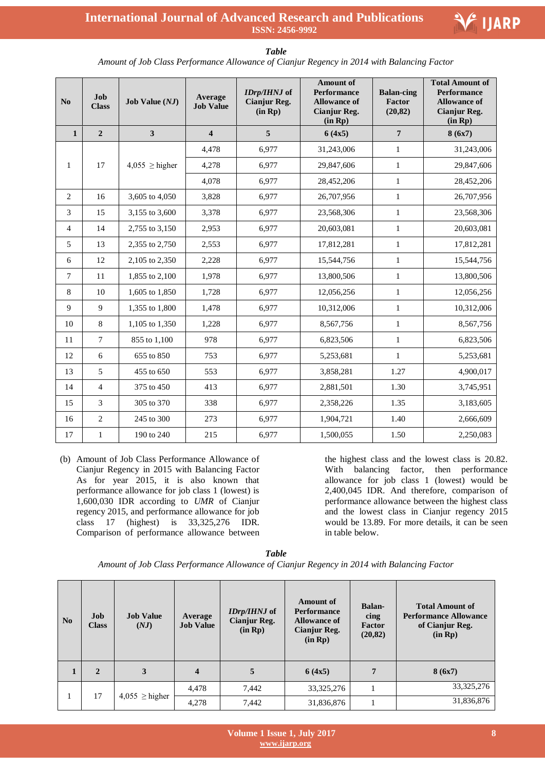*Table*

*Amount of Job Class Performance Allowance of Cianjur Regency in 2014 with Balancing Factor*

| No | Job Class | Job Value (*NJ*) | Average Job Value | *IDrp/IHNJ* of Cianjur Reg. (in Rp) | Amount of Performance Allowance of Cianjur Reg. (in Rp) | Balan-cing Factor (20,82) | Total Amount of Performance Allowance of Cianjur Reg. (in Rp) |
|---|---|---|---|---|---|---|---|
| **1** | **2** | **3** | **4** | **5** | **6 (4x5)** | **7** | **8 (6x7)** |
| 1 | 17 | 4,055 ≥ higher | 4,478 | 6,977 | 31,243,006 | 1 | 31,243,006 |
| | | | 4,278 | 6,977 | 29,847,606 | 1 | 29,847,606 |
| | | | 4,078 | 6,977 | 28,452,206 | 1 | 28,452,206 |
| 2 | 16 | 3,605 to 4,050 | 3,828 | 6,977 | 26,707,956 | 1 | 26,707,956 |
| 3 | 15 | 3,155 to 3,600 | 3,378 | 6,977 | 23,568,306 | 1 | 23,568,306 |
| 4 | 14 | 2,755 to 3,150 | 2,953 | 6,977 | 20,603,081 | 1 | 20,603,081 |
| 5 | 13 | 2,355 to 2,750 | 2,553 | 6,977 | 17,812,281 | 1 | 17,812,281 |
| 6 | 12 | 2,105 to 2,350 | 2,228 | 6,977 | 15,544,756 | 1 | 15,544,756 |
| 7 | 11 | 1,855 to 2,100 | 1,978 | 6,977 | 13,800,506 | 1 | 13,800,506 |
| 8 | 10 | 1,605 to 1,850 | 1,728 | 6,977 | 12,056,256 | 1 | 12,056,256 |
| 9 | 9 | 1,355 to 1,800 | 1,478 | 6,977 | 10,312,006 | 1 | 10,312,006 |
| 10 | 8 | 1,105 to 1,350 | 1,228 | 6,977 | 8,567,756 | 1 | 8,567,756 |
| 11 | 7 | 855 to 1,100 | 978 | 6,977 | 6,823,506 | 1 | 6,823,506 |
| 12 | 6 | 655 to 850 | 753 | 6,977 | 5,253,681 | 1 | 5,253,681 |
| 13 | 5 | 455 to 650 | 553 | 6,977 | 3,858,281 | 1.27 | 4,900,017 |
| 14 | 4 | 375 to 450 | 413 | 6,977 | 2,881,501 | 1.30 | 3,745,951 |
| 15 | 3 | 305 to 370 | 338 | 6,977 | 2,358,226 | 1.35 | 3,183,605 |
| 16 | 2 | 245 to 300 | 273 | 6,977 | 1,904,721 | 1.40 | 2,666,609 |
| 17 | 1 | 190 to 240 | 215 | 6,977 | 1,500,055 | 1.50 | 2,250,083 |

(b) Amount of Job Class Performance Allowance of Cianjur Regency in 2015 with Balancing Factor
As for year 2015, it is also known that performance allowance for job class 1 (lowest) is 1,600,030 IDR according to *UMR* of Cianjur regency 2015, and performance allowance for job class 17 (highest) is 33,325,276 IDR. Comparison of performance allowance between the highest class and the lowest class is 20.82. With balancing factor, then performance allowance for job class 1 (lowest) would be 2,400,045 IDR. And therefore, comparison of performance allowance between the highest class and the lowest class in Cianjur regency 2015 would be 13.89. For more details, it can be seen in table below.

*Table*

*Amount of Job Class Performance Allowance of Cianjur Regency in 2014 with Balancing Factor*

| No | Job Class | Job Value (*NJ*) | Average Job Value | *IDrp/IHNJ* of Cianjur Reg. (in Rp) | Amount of Performance Allowance of Cianjur Reg. (in Rp) | Balan-cing Factor (20,82) | Total Amount of Performance Allowance of Cianjur Reg. (in Rp) |
|---|---|---|---|---|---|---|---|
| **1** | **2** | **3** | **4** | **5** | **6 (4x5)** | **7** | **8 (6x7)** |
| 1 | 17 | 4,055 ≥ higher | 4,478 | 7,442 | 33,325,276 | 1 | 33,325,276 |
| | | | 4,278 | 7,442 | 31,836,876 | 1 | 31,836,876 |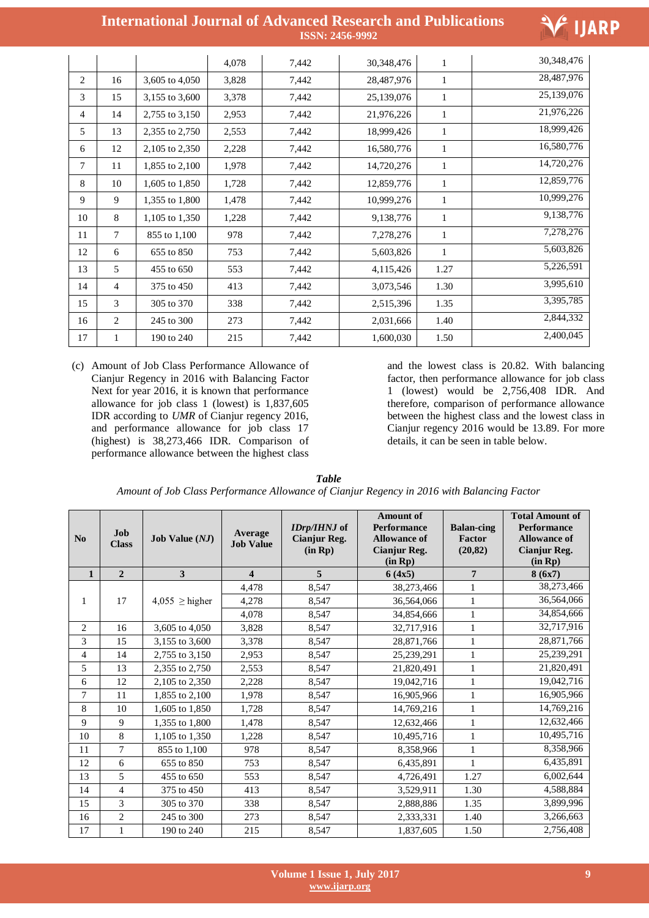|  |  |  | 4,078 | 7,442 | 30,348,476 | 1 | 30,348,476 |
|---|---|---|---|---|---|---|---|
| 2 | 16 | 3,605 to 4,050 | 3,828 | 7,442 | 28,487,976 | 1 | 28,487,976 |
| 3 | 15 | 3,155 to 3,600 | 3,378 | 7,442 | 25,139,076 | 1 | 25,139,076 |
| 4 | 14 | 2,755 to 3,150 | 2,953 | 7,442 | 21,976,226 | 1 | 21,976,226 |
| 5 | 13 | 2,355 to 2,750 | 2,553 | 7,442 | 18,999,426 | 1 | 18,999,426 |
| 6 | 12 | 2,105 to 2,350 | 2,228 | 7,442 | 16,580,776 | 1 | 16,580,776 |
| 7 | 11 | 1,855 to 2,100 | 1,978 | 7,442 | 14,720,276 | 1 | 14,720,276 |
| 8 | 10 | 1,605 to 1,850 | 1,728 | 7,442 | 12,859,776 | 1 | 12,859,776 |
| 9 | 9 | 1,355 to 1,800 | 1,478 | 7,442 | 10,999,276 | 1 | 10,999,276 |
| 10 | 8 | 1,105 to 1,350 | 1,228 | 7,442 | 9,138,776 | 1 | 9,138,776 |
| 11 | 7 | 855 to 1,100 | 978 | 7,442 | 7,278,276 | 1 | 7,278,276 |
| 12 | 6 | 655 to 850 | 753 | 7,442 | 5,603,826 | 1 | 5,603,826 |
| 13 | 5 | 455 to 650 | 553 | 7,442 | 4,115,426 | 1.27 | 5,226,591 |
| 14 | 4 | 375 to 450 | 413 | 7,442 | 3,073,546 | 1.30 | 3,995,610 |
| 15 | 3 | 305 to 370 | 338 | 7,442 | 2,515,396 | 1.35 | 3,395,785 |
| 16 | 2 | 245 to 300 | 273 | 7,442 | 2,031,666 | 1.40 | 2,844,332 |
| 17 | 1 | 190 to 240 | 215 | 7,442 | 1,600,030 | 1.50 | 2,400,045 |

(c) Amount of Job Class Performance Allowance of Cianjur Regency in 2016 with Balancing Factor
Next for year 2016, it is known that performance allowance for job class 1 (lowest) is 1,837,605 IDR according to *UMR* of Cianjur regency 2016, and performance allowance for job class 17 (highest) is 38,273,466 IDR. Comparison of performance allowance between the highest class and the lowest class is 20.82. With balancing factor, then performance allowance for job class 1 (lowest) would be 2,756,408 IDR. And therefore, comparison of performance allowance between the highest class and the lowest class in Cianjur regency 2016 would be 13.89. For more details, it can be seen in table below.

***Table***
*Amount of Job Class Performance Allowance of Cianjur Regency in 2016 with Balancing Factor*

| **No** | **Job Class** | **Job Value (*NJ*)** | **Average Job Value** | ***IDrp/IHNJ* of Cianjur Reg. (in Rp)** | **Amount of Performance Allowance of Cianjur Reg. (in Rp)** | **Balan-cing Factor (20,82)** | **Total Amount of Performance Allowance of Cianjur Reg. (in Rp)** |
|---|---|---|---|---|---|---|---|
| **1** | **2** | **3** | **4** | **5** | **6 (4x5)** | **7** | **8 (6x7)** |
| 1 | 17 | 4,055 ≥ higher | 4,478 | 8,547 | 38,273,466 | 1 | 38,273,466 |
|  |  |  | 4,278 | 8,547 | 36,564,066 | 1 | 36,564,066 |
|  |  |  | 4,078 | 8,547 | 34,854,666 | 1 | 34,854,666 |
| 2 | 16 | 3,605 to 4,050 | 3,828 | 8,547 | 32,717,916 | 1 | 32,717,916 |
| 3 | 15 | 3,155 to 3,600 | 3,378 | 8,547 | 28,871,766 | 1 | 28,871,766 |
| 4 | 14 | 2,755 to 3,150 | 2,953 | 8,547 | 25,239,291 | 1 | 25,239,291 |
| 5 | 13 | 2,355 to 2,750 | 2,553 | 8,547 | 21,820,491 | 1 | 21,820,491 |
| 6 | 12 | 2,105 to 2,350 | 2,228 | 8,547 | 19,042,716 | 1 | 19,042,716 |
| 7 | 11 | 1,855 to 2,100 | 1,978 | 8,547 | 16,905,966 | 1 | 16,905,966 |
| 8 | 10 | 1,605 to 1,850 | 1,728 | 8,547 | 14,769,216 | 1 | 14,769,216 |
| 9 | 9 | 1,355 to 1,800 | 1,478 | 8,547 | 12,632,466 | 1 | 12,632,466 |
| 10 | 8 | 1,105 to 1,350 | 1,228 | 8,547 | 10,495,716 | 1 | 10,495,716 |
| 11 | 7 | 855 to 1,100 | 978 | 8,547 | 8,358,966 | 1 | 8,358,966 |
| 12 | 6 | 655 to 850 | 753 | 8,547 | 6,435,891 | 1 | 6,435,891 |
| 13 | 5 | 455 to 650 | 553 | 8,547 | 4,726,491 | 1.27 | 6,002,644 |
| 14 | 4 | 375 to 450 | 413 | 8,547 | 3,529,911 | 1.30 | 4,588,884 |
| 15 | 3 | 305 to 370 | 338 | 8,547 | 2,888,886 | 1.35 | 3,899,996 |
| 16 | 2 | 245 to 300 | 273 | 8,547 | 2,333,331 | 1.40 | 3,266,663 |
| 17 | 1 | 190 to 240 | 215 | 8,547 | 1,837,605 | 1.50 | 2,756,408 |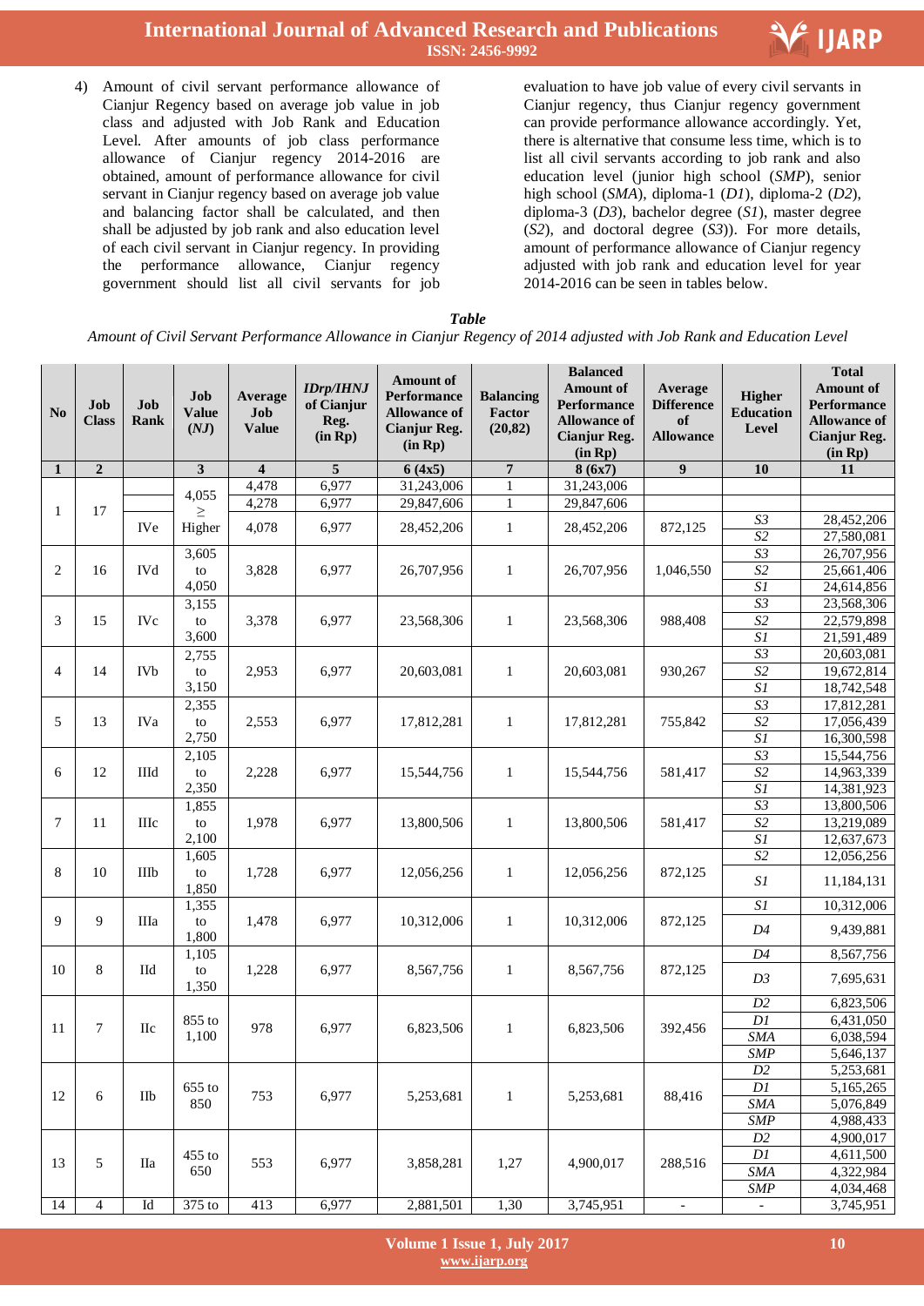4) Amount of civil servant performance allowance of Cianjur Regency based on average job value in job class and adjusted with Job Rank and Education Level. After amounts of job class performance allowance of Cianjur regency 2014-2016 are obtained, amount of performance allowance for civil servant in Cianjur regency based on average job value and balancing factor shall be calculated, and then shall be adjusted by job rank and also education level of each civil servant in Cianjur regency. In providing the performance allowance, Cianjur regency government should list all civil servants for job evaluation to have job value of every civil servants in Cianjur regency, thus Cianjur regency government can provide performance allowance accordingly. Yet, there is alternative that consume less time, which is to list all civil servants according to job rank and also education level (junior high school (*SMP*), senior high school (*SMA*), diploma-1 (*D1*), diploma-2 (*D2*), diploma-3 (*D3*), bachelor degree (*S1*), master degree (*S2*), and doctoral degree (*S3*)). For more details, amount of performance allowance of Cianjur regency adjusted with job rank and education level for year 2014-2016 can be seen in tables below.

***Table***

*Amount of Civil Servant Performance Allowance in Cianjur Regency of 2014 adjusted with Job Rank and Education Level*

| No | Job Class | Job Rank | Job Value (*NJ*) | Average Job Value | *IDrp/IHNJ* of Cianjur Reg. (in Rp) | Amount of Performance Allowance of Cianjur Reg. (in Rp) | Balancing Factor (20,82) | Balanced Amount of Performance Allowance of Cianjur Reg. (in Rp) | Average Difference of Allowance | Higher Education Level | Total Amount of Performance Allowance of Cianjur Reg. (in Rp) |
|---|---|---|---|---|---|---|---|---|---|---|---|
| **1** | **2** | | **3** | **4** | **5** | **6 (4x5)** | **7** | **8 (6x7)** | **9** | **10** | **11** |
| 1 | 17 | | 4,055 ≥ Higher | 4,478 | 6,977 | 31,243,006 | 1 | 31,243,006 | | | |
| | | | | 4,278 | 6,977 | 29,847,606 | 1 | 29,847,606 | | | |
| | | IVe | | 4,078 | 6,977 | 28,452,206 | 1 | 28,452,206 | 872,125 | *S3* | 28,452,206 |
| | | | | | | | | | | *S2* | 27,580,081 |
| 2 | 16 | IVd | 3,605 to 4,050 | 3,828 | 6,977 | 26,707,956 | 1 | 26,707,956 | 1,046,550 | *S3* | 26,707,956 |
| | | | | | | | | | | *S2* | 25,661,406 |
| | | | | | | | | | | *S1* | 24,614,856 |
| 3 | 15 | IVc | 3,155 to 3,600 | 3,378 | 6,977 | 23,568,306 | 1 | 23,568,306 | 988,408 | *S3* | 23,568,306 |
| | | | | | | | | | | *S2* | 22,579,898 |
| | | | | | | | | | | *S1* | 21,591,489 |
| 4 | 14 | IVb | 2,755 to 3,150 | 2,953 | 6,977 | 20,603,081 | 1 | 20,603,081 | 930,267 | *S3* | 20,603,081 |
| | | | | | | | | | | *S2* | 19,672,814 |
| | | | | | | | | | | *S1* | 18,742,548 |
| 5 | 13 | IVa | 2,355 to 2,750 | 2,553 | 6,977 | 17,812,281 | 1 | 17,812,281 | 755,842 | *S3* | 17,812,281 |
| | | | | | | | | | | *S2* | 17,056,439 |
| | | | | | | | | | | *S1* | 16,300,598 |
| 6 | 12 | IIId | 2,105 to 2,350 | 2,228 | 6,977 | 15,544,756 | 1 | 15,544,756 | 581,417 | *S3* | 15,544,756 |
| | | | | | | | | | | *S2* | 14,963,339 |
| | | | | | | | | | | *S1* | 14,381,923 |
| 7 | 11 | IIIc | 1,855 to 2,100 | 1,978 | 6,977 | 13,800,506 | 1 | 13,800,506 | 581,417 | *S3* | 13,800,506 |
| | | | | | | | | | | *S2* | 13,219,089 |
| | | | | | | | | | | *S1* | 12,637,673 |
| 8 | 10 | IIIb | 1,605 to 1,850 | 1,728 | 6,977 | 12,056,256 | 1 | 12,056,256 | 872,125 | *S2* | 12,056,256 |
| | | | | | | | | | | *S1* | 11,184,131 |
| 9 | 9 | IIIa | 1,355 to 1,800 | 1,478 | 6,977 | 10,312,006 | 1 | 10,312,006 | 872,125 | *S1* | 10,312,006 |
| | | | | | | | | | | *D4* | 9,439,881 |
| 10 | 8 | IId | 1,105 to 1,350 | 1,228 | 6,977 | 8,567,756 | 1 | 8,567,756 | 872,125 | *D4* | 8,567,756 |
| | | | | | | | | | | *D3* | 7,695,631 |
| 11 | 7 | IIc | 855 to 1,100 | 978 | 6,977 | 6,823,506 | 1 | 6,823,506 | 392,456 | *D2* | 6,823,506 |
| | | | | | | | | | | *D1* | 6,431,050 |
| | | | | | | | | | | *SMA* | 6,038,594 |
| | | | | | | | | | | *SMP* | 5,646,137 |
| 12 | 6 | IIb | 655 to 850 | 753 | 6,977 | 5,253,681 | 1 | 5,253,681 | 88,416 | *D2* | 5,253,681 |
| | | | | | | | | | | *D1* | 5,165,265 |
| | | | | | | | | | | *SMA* | 5,076,849 |
| | | | | | | | | | | *SMP* | 4,988,433 |
| 13 | 5 | IIa | 455 to 650 | 553 | 6,977 | 3,858,281 | 1,27 | 4,900,017 | 288,516 | *D2* | 4,900,017 |
| | | | | | | | | | | *D1* | 4,611,500 |
| | | | | | | | | | | *SMA* | 4,322,984 |
| | | | | | | | | | | *SMP* | 4,034,468 |
| 14 | 4 | Id | 375 to | 413 | 6,977 | 2,881,501 | 1,30 | 3,745,951 | - | - | 3,745,951 |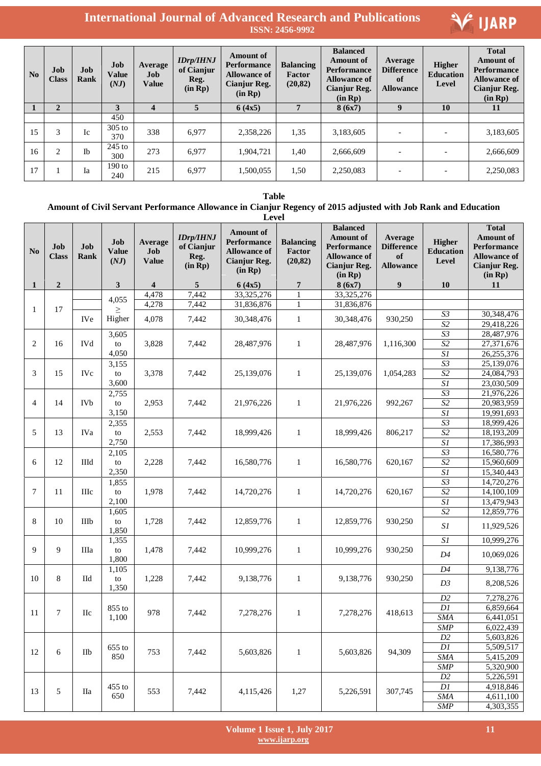| No | Job Class | Job Rank | Job Value (*NJ*) | Average Job Value | *IDrp/IHNJ* of Cianjur Reg. (in Rp) | Amount of Performance Allowance of Cianjur Reg. (in Rp) | Balancing Factor (20,82) | Balanced Amount of Performance Allowance of Cianjur Reg. (in Rp) | Average Difference of Allowance | Higher Education Level | Total Amount of Performance Allowance of Cianjur Reg. (in Rp) |
|---|---|---|---|---|---|---|---|---|---|---|---|
| **1** | **2** | | **3** | **4** | **5** | **6 (4x5)** | **7** | **8 (6x7)** | **9** | **10** | **11** |
| | | | 450 | | | | | | | | |
| 15 | 3 | Ic | 305 to 370 | 338 | 6,977 | 2,358,226 | 1,35 | 3,183,605 | - | - | 3,183,605 |
| 16 | 2 | Ib | 245 to 300 | 273 | 6,977 | 1,904,721 | 1,40 | 2,666,609 | - | - | 2,666,609 |
| 17 | 1 | Ia | 190 to 240 | 215 | 6,977 | 1,500,055 | 1,50 | 2,250,083 | - | - | 2,250,083 |

**Table**

**Amount of Civil Servant Performance Allowance in Cianjur Regency of 2015 adjusted with Job Rank and Education Level**

| No | Job Class | Job Rank | Job Value (*NJ*) | Average Job Value | *IDrp/IHNJ* of Cianjur Reg. (in Rp) | Amount of Performance Allowance of Cianjur Reg. (in Rp) | Balancing Factor (20,82) | Balanced Amount of Performance Allowance of Cianjur Reg. (in Rp) | Average Difference of Allowance | Higher Education Level | Total Amount of Performance Allowance of Cianjur Reg. (in Rp) |
|---|---|---|---|---|---|---|---|---|---|---|---|
| **1** | **2** | | **3** | **4** | **5** | **6 (4x5)** | **7** | **8 (6x7)** | **9** | **10** | **11** |
| 1 | 17 | | 4,055 ≥ Higher | 4,478 | 7,442 | 33,325,276 | 1 | 33,325,276 | | | |
| | | | | 4,278 | 7,442 | 31,836,876 | 1 | 31,836,876 | | | |
| | | IVe | | 4,078 | 7,442 | 30,348,476 | 1 | 30,348,476 | 930,250 | *S3* | 30,348,476 |
| | | | | | | | | | | *S2* | 29,418,226 |
| 2 | 16 | IVd | 3,605 to 4,050 | 3,828 | 7,442 | 28,487,976 | 1 | 28,487,976 | 1,116,300 | *S3* | 28,487,976 |
| | | | | | | | | | | *S2* | 27,371,676 |
| | | | | | | | | | | *S1* | 26,255,376 |
| 3 | 15 | IVc | 3,155 to 3,600 | 3,378 | 7,442 | 25,139,076 | 1 | 25,139,076 | 1,054,283 | *S3* | 25,139,076 |
| | | | | | | | | | | *S2* | 24,084,793 |
| | | | | | | | | | | *S1* | 23,030,509 |
| 4 | 14 | IVb | 2,755 to 3,150 | 2,953 | 7,442 | 21,976,226 | 1 | 21,976,226 | 992,267 | *S3* | 21,976,226 |
| | | | | | | | | | | *S2* | 20,983,959 |
| | | | | | | | | | | *S1* | 19,991,693 |
| 5 | 13 | IVa | 2,355 to 2,750 | 2,553 | 7,442 | 18,999,426 | 1 | 18,999,426 | 806,217 | *S3* | 18,999,426 |
| | | | | | | | | | | *S2* | 18,193,209 |
| | | | | | | | | | | *S1* | 17,386,993 |
| 6 | 12 | IIId | 2,105 to 2,350 | 2,228 | 7,442 | 16,580,776 | 1 | 16,580,776 | 620,167 | *S3* | 16,580,776 |
| | | | | | | | | | | *S2* | 15,960,609 |
| | | | | | | | | | | *S1* | 15,340,443 |
| 7 | 11 | IIIc | 1,855 to 2,100 | 1,978 | 7,442 | 14,720,276 | 1 | 14,720,276 | 620,167 | *S3* | 14,720,276 |
| | | | | | | | | | | *S2* | 14,100,109 |
| | | | | | | | | | | *S1* | 13,479,943 |
| 8 | 10 | IIIb | 1,605 to 1,850 | 1,728 | 7,442 | 12,859,776 | 1 | 12,859,776 | 930,250 | *S2* | 12,859,776 |
| | | | | | | | | | | *S1* | 11,929,526 |
| 9 | 9 | IIIa | 1,355 to 1,800 | 1,478 | 7,442 | 10,999,276 | 1 | 10,999,276 | 930,250 | *S1* | 10,999,276 |
| | | | | | | | | | | *D4* | 10,069,026 |
| 10 | 8 | IId | 1,105 to 1,350 | 1,228 | 7,442 | 9,138,776 | 1 | 9,138,776 | 930,250 | *D4* | 9,138,776 |
| | | | | | | | | | | *D3* | 8,208,526 |
| 11 | 7 | IIc | 855 to 1,100 | 978 | 7,442 | 7,278,276 | 1 | 7,278,276 | 418,613 | *D2* | 7,278,276 |
| | | | | | | | | | | *D1* | 6,859,664 |
| | | | | | | | | | | *SMA* | 6,441,051 |
| | | | | | | | | | | *SMP* | 6,022,439 |
| 12 | 6 | IIb | 655 to 850 | 753 | 7,442 | 5,603,826 | 1 | 5,603,826 | 94,309 | *D2* | 5,603,826 |
| | | | | | | | | | | *D1* | 5,509,517 |
| | | | | | | | | | | *SMA* | 5,415,209 |
| | | | | | | | | | | *SMP* | 5,320,900 |
| 13 | 5 | IIa | 455 to 650 | 553 | 7,442 | 4,115,426 | 1,27 | 5,226,591 | 307,745 | *D2* | 5,226,591 |
| | | | | | | | | | | *D1* | 4,918,846 |
| | | | | | | | | | | *SMA* | 4,611,100 |
| | | | | | | | | | | *SMP* | 4,303,355 |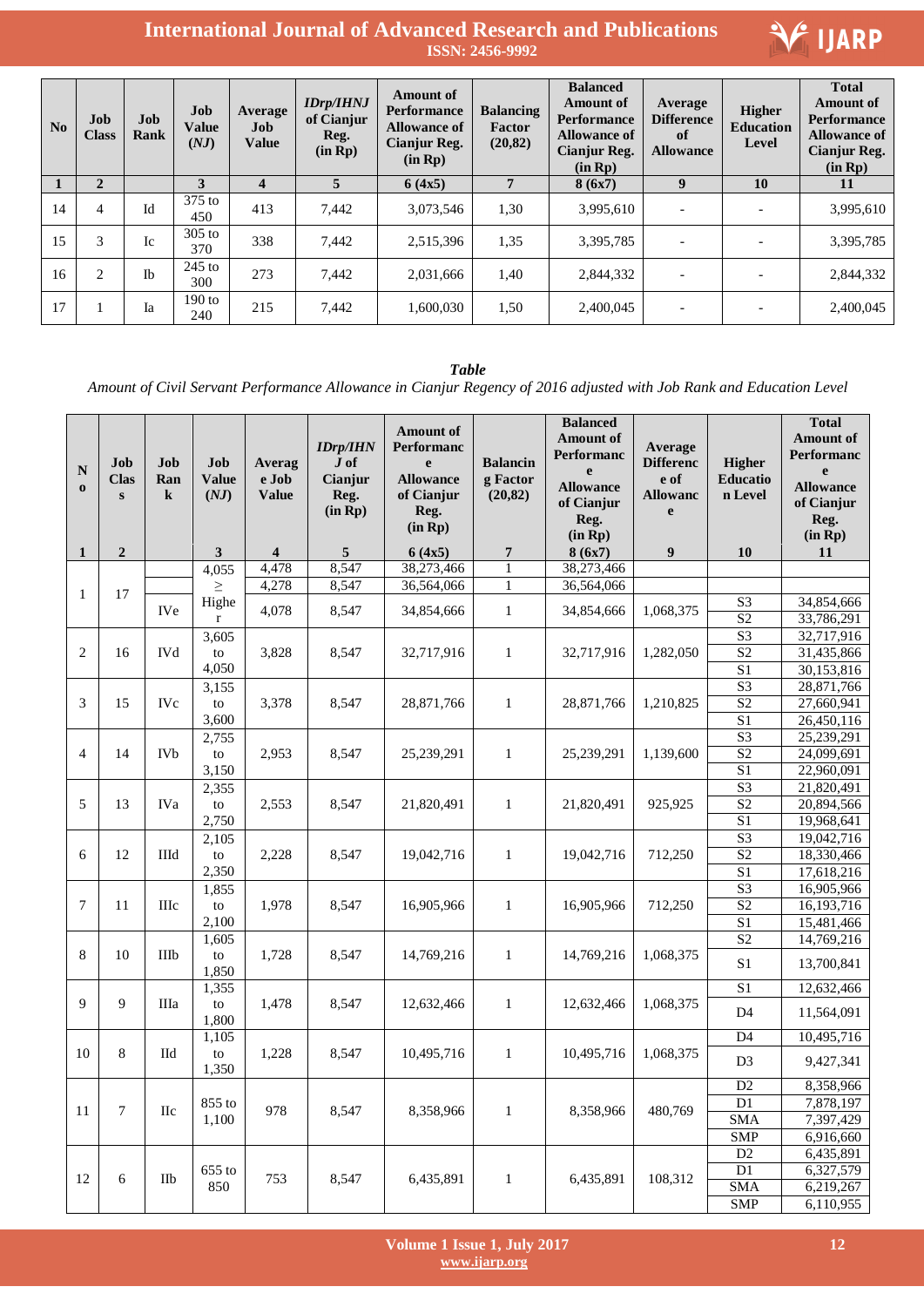| No | Job Class | Job Rank | Job Value (*NJ*) | Average Job Value | *IDrp/IHNJ* of Cianjur Reg. (in Rp) | Amount of Performance Allowance of Cianjur Reg. (in Rp) | Balancing Factor (20,82) | Balanced Amount of Performance Allowance of Cianjur Reg. (in Rp) | Average Difference of Allowance | Higher Education Level | Total Amount of Performance Allowance of Cianjur Reg. (in Rp) |
|---|---|---|---|---|---|---|---|---|---|---|---|
| 1 | 2 | | 3 | 4 | 5 | 6 (4x5) | 7 | 8 (6x7) | 9 | 10 | 11 |
| 14 | 4 | Id | 375 to 450 | 413 | 7,442 | 3,073,546 | 1,30 | 3,995,610 | - | - | 3,995,610 |
| 15 | 3 | Ic | 305 to 370 | 338 | 7,442 | 2,515,396 | 1,35 | 3,395,785 | - | - | 3,395,785 |
| 16 | 2 | Ib | 245 to 300 | 273 | 7,442 | 2,031,666 | 1,40 | 2,844,332 | - | - | 2,844,332 |
| 17 | 1 | Ia | 190 to 240 | 215 | 7,442 | 1,600,030 | 1,50 | 2,400,045 | - | - | 2,400,045 |

***Table***

*Amount of Civil Servant Performance Allowance in Cianjur Regency of 2016 adjusted with Job Rank and Education Level*

| No | Job Class | Job Rank | Job Value (*NJ*) | Average Job Value | *IDrp/IHNJ* of Cianjur Reg. (in Rp) | Amount of Performance Allowance of Cianjur Reg. (in Rp) | Balancing Factor (20,82) | Balanced Amount of Performance Allowance of Cianjur Reg. (in Rp) | Average Difference of Allowance | Higher Education Level | Total Amount of Performance Allowance of Cianjur Reg. (in Rp) |
|---|---|---|---|---|---|---|---|---|---|---|---|
| 1 | 2 | | 3 | 4 | 5 | 6 (4x5) | 7 | 8 (6x7) | 9 | 10 | 11 |
| 1 | 17 | | 4,055 ≥ Higher | 4,478 | 8,547 | 38,273,466 | 1 | 38,273,466 | | | |
| | | | | 4,278 | 8,547 | 36,564,066 | 1 | 36,564,066 | | | |
| | | IVe | | 4,078 | 8,547 | 34,854,666 | 1 | 34,854,666 | 1,068,375 | S3 | 34,854,666 |
| | | | | | | | | | | S2 | 33,786,291 |
| 2 | 16 | IVd | 3,605 to 4,050 | 3,828 | 8,547 | 32,717,916 | 1 | 32,717,916 | 1,282,050 | S3 | 32,717,916 |
| | | | | | | | | | | S2 | 31,435,866 |
| | | | | | | | | | | S1 | 30,153,816 |
| 3 | 15 | IVc | 3,155 to 3,600 | 3,378 | 8,547 | 28,871,766 | 1 | 28,871,766 | 1,210,825 | S3 | 28,871,766 |
| | | | | | | | | | | S2 | 27,660,941 |
| | | | | | | | | | | S1 | 26,450,116 |
| 4 | 14 | IVb | 2,755 to 3,150 | 2,953 | 8,547 | 25,239,291 | 1 | 25,239,291 | 1,139,600 | S3 | 25,239,291 |
| | | | | | | | | | | S2 | 24,099,691 |
| | | | | | | | | | | S1 | 22,960,091 |
| 5 | 13 | IVa | 2,355 to 2,750 | 2,553 | 8,547 | 21,820,491 | 1 | 21,820,491 | 925,925 | S3 | 21,820,491 |
| | | | | | | | | | | S2 | 20,894,566 |
| | | | | | | | | | | S1 | 19,968,641 |
| 6 | 12 | IIId | 2,105 to 2,350 | 2,228 | 8,547 | 19,042,716 | 1 | 19,042,716 | 712,250 | S3 | 19,042,716 |
| | | | | | | | | | | S2 | 18,330,466 |
| | | | | | | | | | | S1 | 17,618,216 |
| 7 | 11 | IIIc | 1,855 to 2,100 | 1,978 | 8,547 | 16,905,966 | 1 | 16,905,966 | 712,250 | S3 | 16,905,966 |
| | | | | | | | | | | S2 | 16,193,716 |
| | | | | | | | | | | S1 | 15,481,466 |
| 8 | 10 | IIIb | 1,605 to 1,850 | 1,728 | 8,547 | 14,769,216 | 1 | 14,769,216 | 1,068,375 | S2 | 14,769,216 |
| | | | | | | | | | | S1 | 13,700,841 |
| 9 | 9 | IIIa | 1,355 to 1,800 | 1,478 | 8,547 | 12,632,466 | 1 | 12,632,466 | 1,068,375 | S1 | 12,632,466 |
| | | | | | | | | | | D4 | 11,564,091 |
| 10 | 8 | IId | 1,105 to 1,350 | 1,228 | 8,547 | 10,495,716 | 1 | 10,495,716 | 1,068,375 | D4 | 10,495,716 |
| | | | | | | | | | | D3 | 9,427,341 |
| 11 | 7 | IIc | 855 to 1,100 | 978 | 8,547 | 8,358,966 | 1 | 8,358,966 | 480,769 | D2 | 8,358,966 |
| | | | | | | | | | | D1 | 7,878,197 |
| | | | | | | | | | | SMA | 7,397,429 |
| | | | | | | | | | | SMP | 6,916,660 |
| 12 | 6 | IIb | 655 to 850 | 753 | 8,547 | 6,435,891 | 1 | 6,435,891 | 108,312 | D2 | 6,435,891 |
| | | | | | | | | | | D1 | 6,327,579 |
| | | | | | | | | | | SMA | 6,219,267 |
| | | | | | | | | | | SMP | 6,110,955 |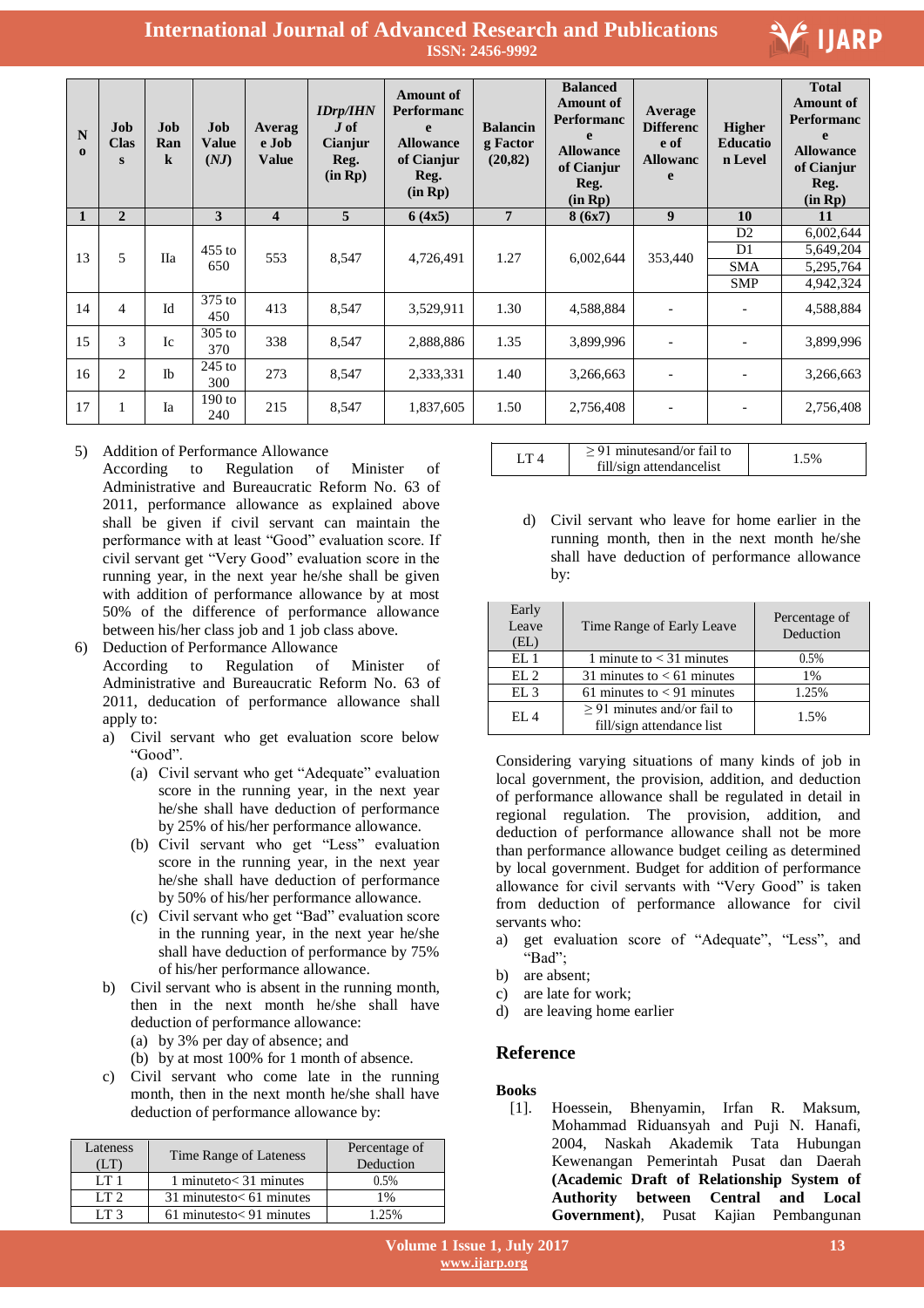| No | Job Class | Job Rank | Job Value (*NJ*) | Average Job Value | *IDrp/IHNJ* of Cianjur Reg. (in Rp) | Amount of Performance Allowance of Cianjur Reg. (in Rp) | Balancing Factor (20,82) | Balanced Amount of Performance Allowance of Cianjur Reg. (in Rp) | Average Difference of Allowance | Higher Education Level | Total Amount of Performance Allowance of Cianjur Reg. (in Rp) |
|---|---|---|---|---|---|---|---|---|---|---|---|
| 1 | 2 | | 3 | 4 | 5 | 6 (4x5) | 7 | 8 (6x7) | 9 | 10 | 11 |
| 13 | 5 | IIa | 455 to 650 | 553 | 8,547 | 4,726,491 | 1.27 | 6,002,644 | 353,440 | D2 | 6,002,644 |
| | | | | | | | | | | D1 | 5,649,204 |
| | | | | | | | | | | SMA | 5,295,764 |
| | | | | | | | | | | SMP | 4,942,324 |
| 14 | 4 | Id | 375 to 450 | 413 | 8,547 | 3,529,911 | 1.30 | 4,588,884 | - | - | 4,588,884 |
| 15 | 3 | Ic | 305 to 370 | 338 | 8,547 | 2,888,886 | 1.35 | 3,899,996 | - | - | 3,899,996 |
| 16 | 2 | Ib | 245 to 300 | 273 | 8,547 | 2,333,331 | 1.40 | 3,266,663 | - | - | 3,266,663 |
| 17 | 1 | Ia | 190 to 240 | 215 | 8,547 | 1,837,605 | 1.50 | 2,756,408 | - | - | 2,756,408 |

5) Addition of Performance Allowance
   According to Regulation of Minister of Administrative and Bureaucratic Reform No. 63 of 2011, performance allowance as explained above shall be given if civil servant can maintain the performance with at least "Good" evaluation score. If civil servant get "Very Good" evaluation score in the running year, in the next year he/she shall be given with addition of performance allowance by at most 50% of the difference of performance allowance between his/her class job and 1 job class above.

6) Deduction of Performance Allowance
   According to Regulation of Minister of Administrative and Bureaucratic Reform No. 63 of 2011, deducation of performance allowance shall apply to:
   a) Civil servant who get evaluation score below "Good".
      (a) Civil servant who get "Adequate" evaluation score in the running year, in the next year he/she shall have deduction of performance by 25% of his/her performance allowance.
      (b) Civil servant who get "Less" evaluation score in the running year, in the next year he/she shall have deduction of performance by 50% of his/her performance allowance.
      (c) Civil servant who get "Bad" evaluation score in the running year, in the next year he/she shall have deduction of performance by 75% of his/her performance allowance.
   b) Civil servant who is absent in the running month, then in the next month he/she shall have deduction of performance allowance:
      (a) by 3% per day of absence; and
      (b) by at most 100% for 1 month of absence.
   c) Civil servant who come late in the running month, then in the next month he/she shall have deduction of performance allowance by:

| Lateness (LT) | Time Range of Lateness | Percentage of Deduction |
|---|---|---|
| LT 1 | 1 minuteto< 31 minutes | 0.5% |
| LT 2 | 31 minutesto< 61 minutes | 1% |
| LT 3 | 61 minutesto< 91 minutes | 1.25% |
| LT 4 | ≥ 91 minutesand/or fail to fill/sign attendancelist | 1.5% |

   d) Civil servant who leave for home earlier in the running month, then in the next month he/she shall have deduction of performance allowance by:

| Early Leave (EL) | Time Range of Early Leave | Percentage of Deduction |
|---|---|---|
| EL 1 | 1 minute to < 31 minutes | 0.5% |
| EL 2 | 31 minutes to < 61 minutes | 1% |
| EL 3 | 61 minutes to < 91 minutes | 1.25% |
| EL 4 | ≥ 91 minutes and/or fail to fill/sign attendance list | 1.5% |

Considering varying situations of many kinds of job in local government, the provision, addition, and deduction of performance allowance shall be regulated in detail in regional regulation. The provision, addition, and deduction of performance allowance shall not be more than performance allowance budget ceiling as determined by local government. Budget for addition of performance allowance for civil servants with "Very Good" is taken from deduction of performance allowance for civil servants who:

a) get evaluation score of "Adequate", "Less", and "Bad";
b) are absent;
c) are late for work;
d) are leaving home earlier

## Reference

### Books

[1]. Hoessein, Bhenyamin, Irfan R. Maksum, Mohammad Riduansyah and Puji N. Hanafi, 2004, Naskah Akademik Tata Hubungan Kewenangan Pemerintah Pusat dan Daerah **(Academic Draft of Relationship System of Authority between Central and Local Government)**, Pusat Kajian Pembangunan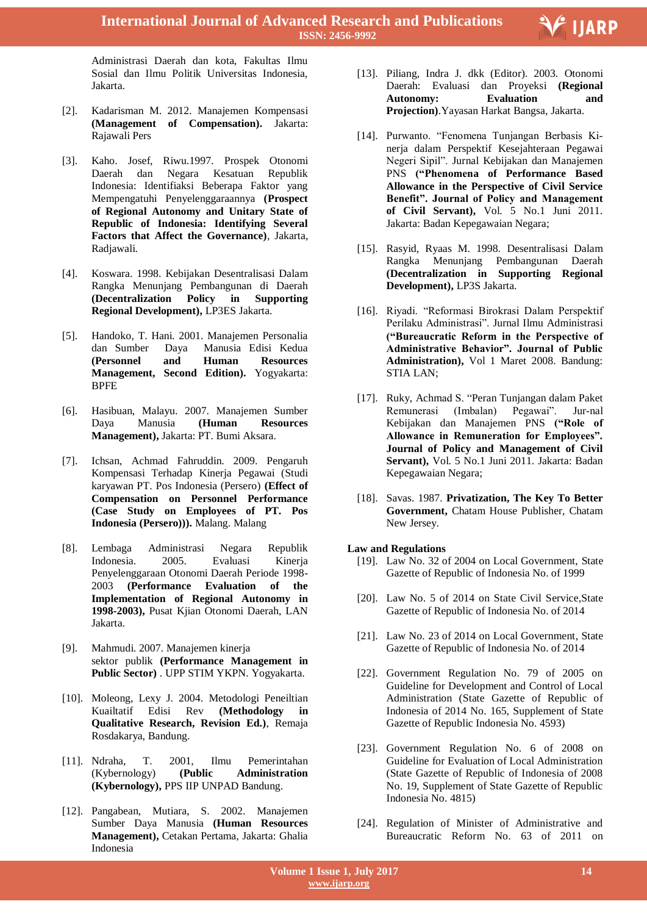Administrasi Daerah dan kota, Fakultas Ilmu Sosial dan Ilmu Politik Universitas Indonesia, Jakarta.

[2]. Kadarisman M. 2012. Manajemen Kompensasi **(Management of Compensation).** Jakarta: Rajawali Pers

[3]. Kaho. Josef, Riwu.1997. Prospek Otonomi Daerah dan Negara Kesatuan Republik Indonesia: Identifiaksi Beberapa Faktor yang Mempengatuhi Penyelenggaraannya **(Prospect of Regional Autonomy and Unitary State of Republic of Indonesia: Identifying Several Factors that Affect the Governance)**, Jakarta, Radjawali.

[4]. Koswara. 1998. Kebijakan Desentralisasi Dalam Rangka Menunjang Pembangunan di Daerah **(Decentralization Policy in Supporting Regional Development),** LP3ES Jakarta.

[5]. Handoko, T. Hani. 2001. Manajemen Personalia dan Sumber Daya Manusia Edisi Kedua **(Personnel and Human Resources Management, Second Edition).** Yogyakarta: BPFE

[6]. Hasibuan, Malayu. 2007. Manajemen Sumber Daya Manusia **(Human Resources Management),** Jakarta: PT. Bumi Aksara.

[7]. Ichsan, Achmad Fahruddin. 2009. Pengaruh Kompensasi Terhadap Kinerja Pegawai (Studi karyawan PT. Pos Indonesia (Persero) **(Effect of Compensation on Personnel Performance (Case Study on Employees of PT. Pos Indonesia (Persero))).** Malang. Malang

[8]. Lembaga Administrasi Negara Republik Indonesia. 2005. Evaluasi Kinerja Penyelenggaraan Otonomi Daerah Periode 1998-2003 **(Performance Evaluation of the Implementation of Regional Autonomy in 1998-2003),** Pusat Kjian Otonomi Daerah, LAN Jakarta.

[9]. Mahmudi. 2007. Manajemen kinerja sektor publik **(Performance Management in Public Sector)** . UPP STIM YKPN. Yogyakarta.

[10]. Moleong, Lexy J. 2004. Metodologi Peneiltian Kuailtatif Edisi Rev **(Methodology in Qualitative Research, Revision Ed.)**, Remaja Rosdakarya, Bandung.

[11]. Ndraha, T. 2001, Ilmu Pemerintahan (Kybernology) **(Public Administration (Kybernology),** PPS IIP UNPAD Bandung.

[12]. Pangabean, Mutiara, S. 2002. Manajemen Sumber Daya Manusia **(Human Resources Management),** Cetakan Pertama, Jakarta: Ghalia Indonesia

[13]. Piliang, Indra J. dkk (Editor). 2003. Otonomi Daerah: Evaluasi dan Proyeksi **(Regional Autonomy: Evaluation and Projection)**.Yayasan Harkat Bangsa, Jakarta.

[14]. Purwanto. "Fenomena Tunjangan Berbasis Kinerja dalam Perspektif Kesejahteraan Pegawai Negeri Sipil". Jurnal Kebijakan dan Manajemen PNS **("Phenomena of Performance Based Allowance in the Perspective of Civil Service Benefit". Journal of Policy and Management of Civil Servant),** Vol. 5 No.1 Juni 2011. Jakarta: Badan Kepegawaian Negara;

[15]. Rasyid, Ryaas M. 1998. Desentralisasi Dalam Rangka Menunjang Pembangunan Daerah **(Decentralization in Supporting Regional Development),** LP3S Jakarta.

[16]. Riyadi. "Reformasi Birokrasi Dalam Perspektif Perilaku Administrasi". Jurnal Ilmu Administrasi **("Bureaucratic Reform in the Perspective of Administrative Behavior". Journal of Public Administration),** Vol 1 Maret 2008. Bandung: STIA LAN;

[17]. Ruky, Achmad S. "Peran Tunjangan dalam Paket Remunerasi (Imbalan) Pegawai". Jur-nal Kebijakan dan Manajemen PNS **("Role of Allowance in Remuneration for Employees". Journal of Policy and Management of Civil Servant),** Vol. 5 No.1 Juni 2011. Jakarta: Badan Kepegawaian Negara;

[18]. Savas. 1987. **Privatization, The Key To Better Government,** Chatam House Publisher, Chatam New Jersey.

**Law and Regulations**

[19]. Law No. 32 of 2004 on Local Government, State Gazette of Republic of Indonesia No. of 1999

[20]. Law No. 5 of 2014 on State Civil Service,State Gazette of Republic of Indonesia No. of 2014

[21]. Law No. 23 of 2014 on Local Government, State Gazette of Republic of Indonesia No. of 2014

[22]. Government Regulation No. 79 of 2005 on Guideline for Development and Control of Local Administration (State Gazette of Republic of Indonesia of 2014 No. 165, Supplement of State Gazette of Republic Indonesia No. 4593)

[23]. Government Regulation No. 6 of 2008 on Guideline for Evaluation of Local Administration (State Gazette of Republic of Indonesia of 2008 No. 19, Supplement of State Gazette of Republic Indonesia No. 4815)

[24]. Regulation of Minister of Administrative and Bureaucratic Reform No. 63 of 2011 on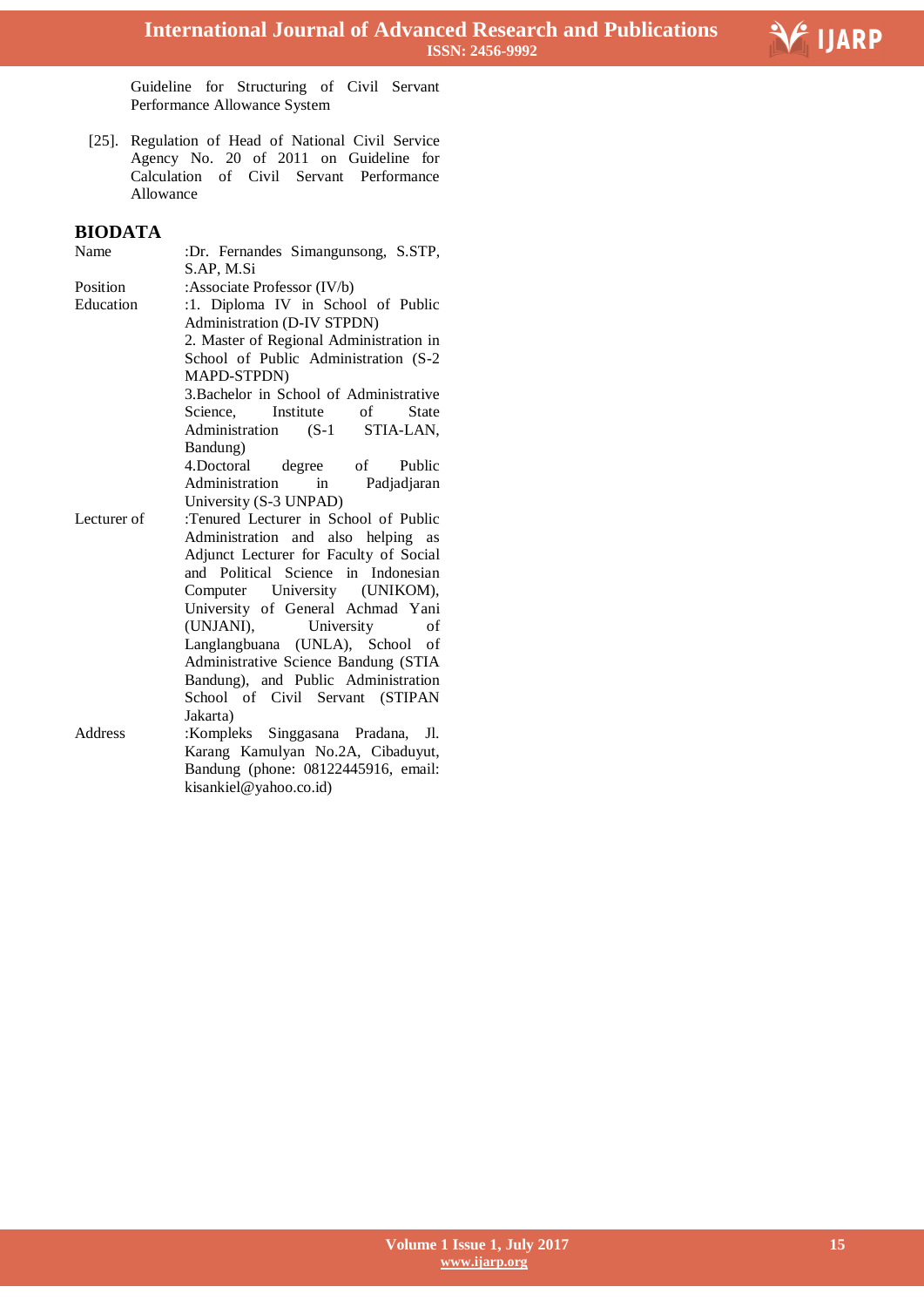Guideline for Structuring of Civil Servant Performance Allowance System

[25]. Regulation of Head of National Civil Service Agency No. 20 of 2011 on Guideline for Calculation of Civil Servant Performance Allowance

## BIODATA

| | |
|---|---|
| Name | :Dr. Fernandes Simangunsong, S.STP, S.AP, M.Si |
| Position | :Associate Professor (IV/b) |
| Education | :1. Diploma IV in School of Public Administration (D-IV STPDN)<br>2. Master of Regional Administration in School of Public Administration (S-2 MAPD-STPDN)<br>3.Bachelor in School of Administrative Science, Institute of State Administration (S-1 STIA-LAN, Bandung)<br>4.Doctoral degree of Public Administration in Padjadjaran University (S-3 UNPAD) |
| Lecturer of | :Tenured Lecturer in School of Public Administration and also helping as Adjunct Lecturer for Faculty of Social and Political Science in Indonesian Computer University (UNIKOM), University of General Achmad Yani (UNJANI), University of Langlangbuana (UNLA), School of Administrative Science Bandung (STIA Bandung), and Public Administration School of Civil Servant (STIPAN Jakarta) |
| Address | :Kompleks Singgasana Pradana, Jl. Karang Kamulyan No.2A, Cibaduyut, Bandung (phone: 08122445916, email: kisankiel@yahoo.co.id) |